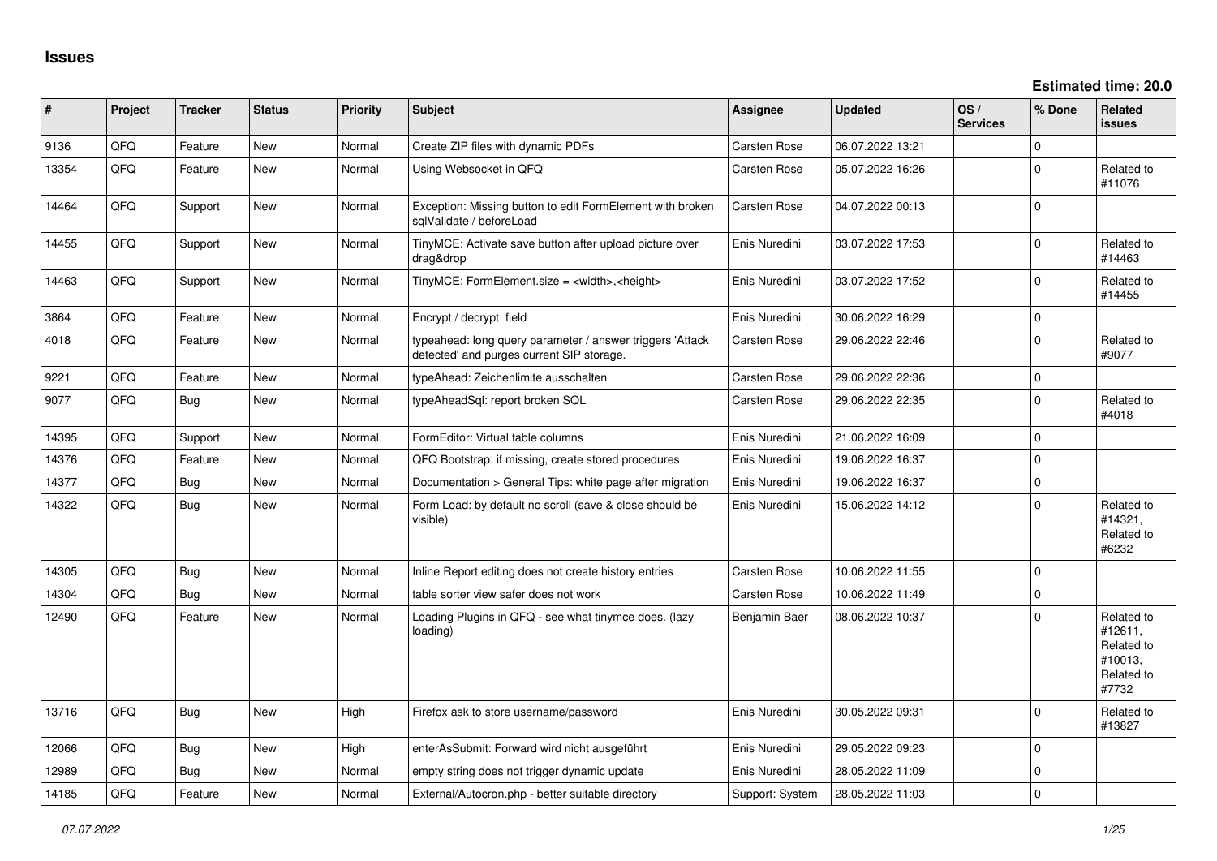# Issues

**Estimated time: 20.0**

| # | Project | Tracker | Status | Priority | Subject | Assignee | Updated | OS / Services | % Done | Related issues |
|---|---|---|---|---|---|---|---|---|---|---|
| 9136 | QFQ | Feature | New | Normal | Create ZIP files with dynamic PDFs | Carsten Rose | 06.07.2022 13:21 | | 0 | |
| 13354 | QFQ | Feature | New | Normal | Using Websocket in QFQ | Carsten Rose | 05.07.2022 16:26 | | 0 | Related to #11076 |
| 14464 | QFQ | Support | New | Normal | Exception: Missing button to edit FormElement with broken sqlValidate / beforeLoad | Carsten Rose | 04.07.2022 00:13 | | 0 | |
| 14455 | QFQ | Support | New | Normal | TinyMCE: Activate save button after upload picture over drag&drop | Enis Nuredini | 03.07.2022 17:53 | | 0 | Related to #14463 |
| 14463 | QFQ | Support | New | Normal | TinyMCE: FormElement.size = <width>,<height> | Enis Nuredini | 03.07.2022 17:52 | | 0 | Related to #14455 |
| 3864 | QFQ | Feature | New | Normal | Encrypt / decrypt field | Enis Nuredini | 30.06.2022 16:29 | | 0 | |
| 4018 | QFQ | Feature | New | Normal | typeahead: long query parameter / answer triggers 'Attack detected' and purges current SIP storage. | Carsten Rose | 29.06.2022 22:46 | | 0 | Related to #9077 |
| 9221 | QFQ | Feature | New | Normal | typeAhead: Zeichenlimite ausschalten | Carsten Rose | 29.06.2022 22:36 | | 0 | |
| 9077 | QFQ | Bug | New | Normal | typeAheadSql: report broken SQL | Carsten Rose | 29.06.2022 22:35 | | 0 | Related to #4018 |
| 14395 | QFQ | Support | New | Normal | FormEditor: Virtual table columns | Enis Nuredini | 21.06.2022 16:09 | | 0 | |
| 14376 | QFQ | Feature | New | Normal | QFQ Bootstrap: if missing, create stored procedures | Enis Nuredini | 19.06.2022 16:37 | | 0 | |
| 14377 | QFQ | Bug | New | Normal | Documentation > General Tips: white page after migration | Enis Nuredini | 19.06.2022 16:37 | | 0 | |
| 14322 | QFQ | Bug | New | Normal | Form Load: by default no scroll (save & close should be visible) | Enis Nuredini | 15.06.2022 14:12 | | 0 | Related to #14321, Related to #6232 |
| 14305 | QFQ | Bug | New | Normal | Inline Report editing does not create history entries | Carsten Rose | 10.06.2022 11:55 | | 0 | |
| 14304 | QFQ | Bug | New | Normal | table sorter view safer does not work | Carsten Rose | 10.06.2022 11:49 | | 0 | |
| 12490 | QFQ | Feature | New | Normal | Loading Plugins in QFQ - see what tinymce does. (lazy loading) | Benjamin Baer | 08.06.2022 10:37 | | 0 | Related to #12611, Related to #10013, Related to #7732 |
| 13716 | QFQ | Bug | New | High | Firefox ask to store username/password | Enis Nuredini | 30.05.2022 09:31 | | 0 | Related to #13827 |
| 12066 | QFQ | Bug | New | High | enterAsSubmit: Forward wird nicht ausgeführt | Enis Nuredini | 29.05.2022 09:23 | | 0 | |
| 12989 | QFQ | Bug | New | Normal | empty string does not trigger dynamic update | Enis Nuredini | 28.05.2022 11:09 | | 0 | |
| 14185 | QFQ | Feature | New | Normal | External/Autocron.php - better suitable directory | Support: System | 28.05.2022 11:03 | | 0 | |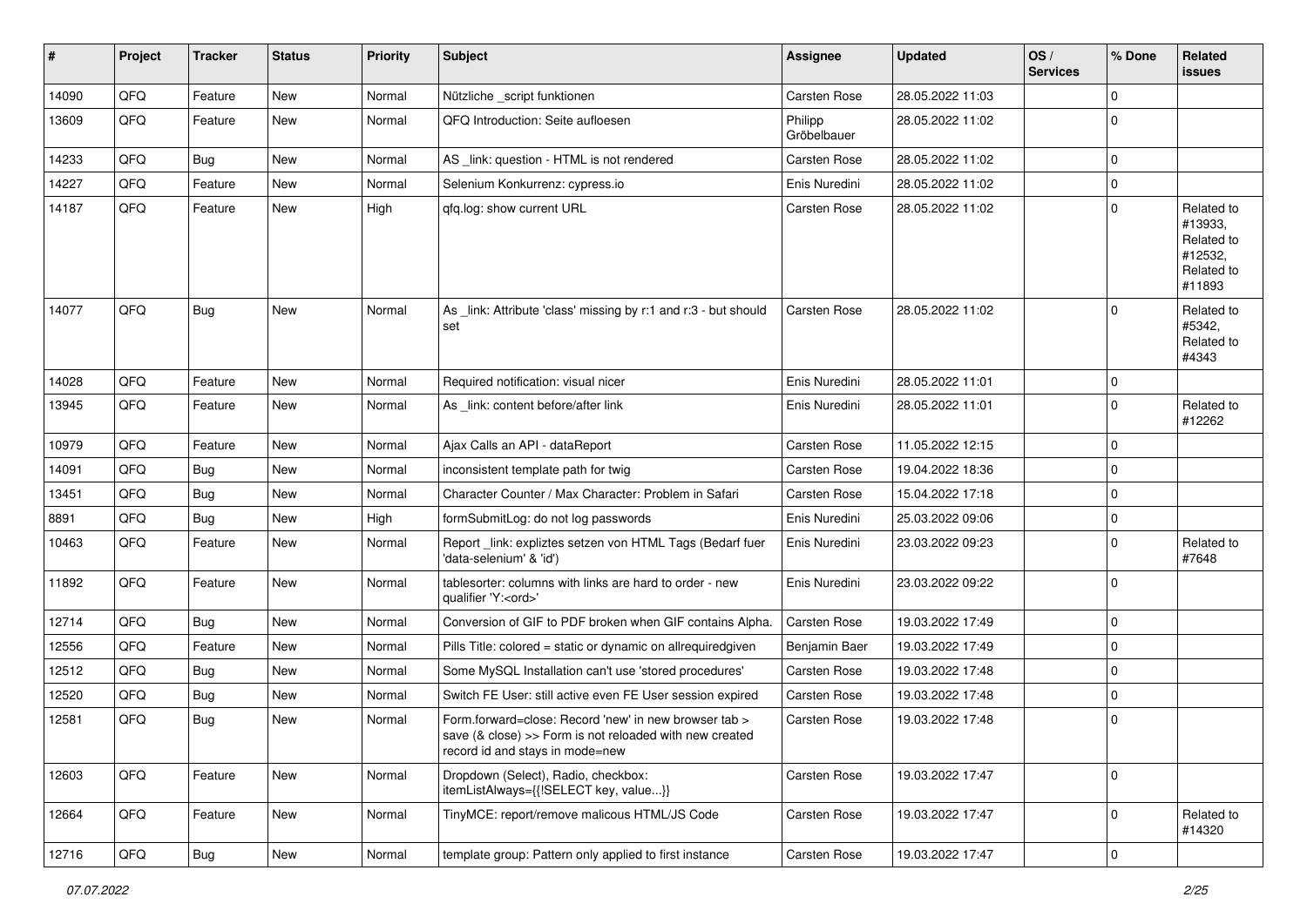| # | Project | Tracker | Status | Priority | Subject | Assignee | Updated | OS / Services | % Done | Related issues |
|---|---|---|---|---|---|---|---|---|---|---|
| 14090 | QFQ | Feature | New | Normal | Nützliche _script funktionen | Carsten Rose | 28.05.2022 11:03 | | 0 | |
| 13609 | QFQ | Feature | New | Normal | QFQ Introduction: Seite aufloesen | Philipp Gröbelbauer | 28.05.2022 11:02 | | 0 | |
| 14233 | QFQ | Bug | New | Normal | AS _link: question - HTML is not rendered | Carsten Rose | 28.05.2022 11:02 | | 0 | |
| 14227 | QFQ | Feature | New | Normal | Selenium Konkurrenz: cypress.io | Enis Nuredini | 28.05.2022 11:02 | | 0 | |
| 14187 | QFQ | Feature | New | High | qfq.log: show current URL | Carsten Rose | 28.05.2022 11:02 | | 0 | Related to #13933, Related to #12532, Related to #11893 |
| 14077 | QFQ | Bug | New | Normal | As _link: Attribute 'class' missing by r:1 and r:3 - but should set | Carsten Rose | 28.05.2022 11:02 | | 0 | Related to #5342, Related to #4343 |
| 14028 | QFQ | Feature | New | Normal | Required notification: visual nicer | Enis Nuredini | 28.05.2022 11:01 | | 0 | |
| 13945 | QFQ | Feature | New | Normal | As _link: content before/after link | Enis Nuredini | 28.05.2022 11:01 | | 0 | Related to #12262 |
| 10979 | QFQ | Feature | New | Normal | Ajax Calls an API - dataReport | Carsten Rose | 11.05.2022 12:15 | | 0 | |
| 14091 | QFQ | Bug | New | Normal | inconsistent template path for twig | Carsten Rose | 19.04.2022 18:36 | | 0 | |
| 13451 | QFQ | Bug | New | Normal | Character Counter / Max Character: Problem in Safari | Carsten Rose | 15.04.2022 17:18 | | 0 | |
| 8891 | QFQ | Bug | New | High | formSubmitLog: do not log passwords | Enis Nuredini | 25.03.2022 09:06 | | 0 | |
| 10463 | QFQ | Feature | New | Normal | Report _link: expliztes setzen von HTML Tags (Bedarf fuer 'data-selenium' & 'id') | Enis Nuredini | 23.03.2022 09:23 | | 0 | Related to #7648 |
| 11892 | QFQ | Feature | New | Normal | tablesorter: columns with links are hard to order - new qualifier 'Y:<ord>' | Enis Nuredini | 23.03.2022 09:22 | | 0 | |
| 12714 | QFQ | Bug | New | Normal | Conversion of GIF to PDF broken when GIF contains Alpha. | Carsten Rose | 19.03.2022 17:49 | | 0 | |
| 12556 | QFQ | Feature | New | Normal | Pills Title: colored = static or dynamic on allrequiredgiven | Benjamin Baer | 19.03.2022 17:49 | | 0 | |
| 12512 | QFQ | Bug | New | Normal | Some MySQL Installation can't use 'stored procedures' | Carsten Rose | 19.03.2022 17:48 | | 0 | |
| 12520 | QFQ | Bug | New | Normal | Switch FE User: still active even FE User session expired | Carsten Rose | 19.03.2022 17:48 | | 0 | |
| 12581 | QFQ | Bug | New | Normal | Form.forward=close: Record 'new' in new browser tab > save (& close) >> Form is not reloaded with new created record id and stays in mode=new | Carsten Rose | 19.03.2022 17:48 | | 0 | |
| 12603 | QFQ | Feature | New | Normal | Dropdown (Select), Radio, checkbox: itemListAlways={{!SELECT key, value...}} | Carsten Rose | 19.03.2022 17:47 | | 0 | |
| 12664 | QFQ | Feature | New | Normal | TinyMCE: report/remove malicous HTML/JS Code | Carsten Rose | 19.03.2022 17:47 | | 0 | Related to #14320 |
| 12716 | QFQ | Bug | New | Normal | template group: Pattern only applied to first instance | Carsten Rose | 19.03.2022 17:47 | | 0 | |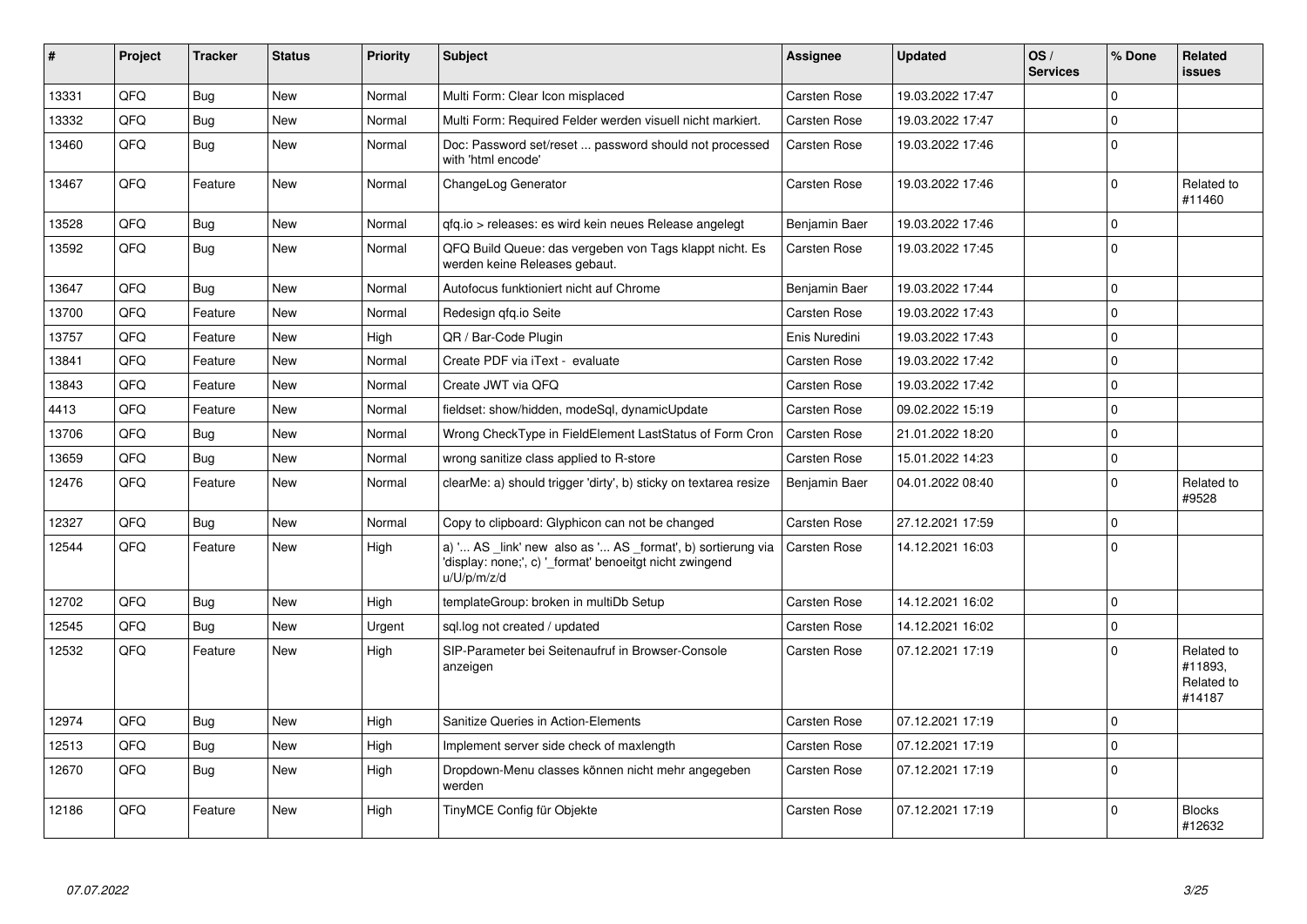| # | Project | Tracker | Status | Priority | Subject | Assignee | Updated | OS / Services | % Done | Related issues |
|---|---|---|---|---|---|---|---|---|---|---|
| 13331 | QFQ | Bug | New | Normal | Multi Form: Clear Icon misplaced | Carsten Rose | 19.03.2022 17:47 | | 0 | |
| 13332 | QFQ | Bug | New | Normal | Multi Form: Required Felder werden visuell nicht markiert. | Carsten Rose | 19.03.2022 17:47 | | 0 | |
| 13460 | QFQ | Bug | New | Normal | Doc: Password set/reset ... password should not processed with 'html encode' | Carsten Rose | 19.03.2022 17:46 | | 0 | |
| 13467 | QFQ | Feature | New | Normal | ChangeLog Generator | Carsten Rose | 19.03.2022 17:46 | | 0 | Related to #11460 |
| 13528 | QFQ | Bug | New | Normal | qfq.io > releases: es wird kein neues Release angelegt | Benjamin Baer | 19.03.2022 17:46 | | 0 | |
| 13592 | QFQ | Bug | New | Normal | QFQ Build Queue: das vergeben von Tags klappt nicht. Es werden keine Releases gebaut. | Carsten Rose | 19.03.2022 17:45 | | 0 | |
| 13647 | QFQ | Bug | New | Normal | Autofocus funktioniert nicht auf Chrome | Benjamin Baer | 19.03.2022 17:44 | | 0 | |
| 13700 | QFQ | Feature | New | Normal | Redesign qfq.io Seite | Carsten Rose | 19.03.2022 17:43 | | 0 | |
| 13757 | QFQ | Feature | New | High | QR / Bar-Code Plugin | Enis Nuredini | 19.03.2022 17:43 | | 0 | |
| 13841 | QFQ | Feature | New | Normal | Create PDF via iText - evaluate | Carsten Rose | 19.03.2022 17:42 | | 0 | |
| 13843 | QFQ | Feature | New | Normal | Create JWT via QFQ | Carsten Rose | 19.03.2022 17:42 | | 0 | |
| 4413 | QFQ | Feature | New | Normal | fieldset: show/hidden, modeSql, dynamicUpdate | Carsten Rose | 09.02.2022 15:19 | | 0 | |
| 13706 | QFQ | Bug | New | Normal | Wrong CheckType in FieldElement LastStatus of Form Cron | Carsten Rose | 21.01.2022 18:20 | | 0 | |
| 13659 | QFQ | Bug | New | Normal | wrong sanitize class applied to R-store | Carsten Rose | 15.01.2022 14:23 | | 0 | |
| 12476 | QFQ | Feature | New | Normal | clearMe: a) should trigger 'dirty', b) sticky on textarea resize | Benjamin Baer | 04.01.2022 08:40 | | 0 | Related to #9528 |
| 12327 | QFQ | Bug | New | Normal | Copy to clipboard: Glyphicon can not be changed | Carsten Rose | 27.12.2021 17:59 | | 0 | |
| 12544 | QFQ | Feature | New | High | a) '... AS _link' new also as '... AS _format', b) sortierung via 'display: none;', c) '_format' benoeitgt nicht zwingend u/U/p/m/z/d | Carsten Rose | 14.12.2021 16:03 | | 0 | |
| 12702 | QFQ | Bug | New | High | templateGroup: broken in multiDb Setup | Carsten Rose | 14.12.2021 16:02 | | 0 | |
| 12545 | QFQ | Bug | New | Urgent | sql.log not created / updated | Carsten Rose | 14.12.2021 16:02 | | 0 | |
| 12532 | QFQ | Feature | New | High | SIP-Parameter bei Seitenaufruf in Browser-Console anzeigen | Carsten Rose | 07.12.2021 17:19 | | 0 | Related to #11893, Related to #14187 |
| 12974 | QFQ | Bug | New | High | Sanitize Queries in Action-Elements | Carsten Rose | 07.12.2021 17:19 | | 0 | |
| 12513 | QFQ | Bug | New | High | Implement server side check of maxlength | Carsten Rose | 07.12.2021 17:19 | | 0 | |
| 12670 | QFQ | Bug | New | High | Dropdown-Menu classes können nicht mehr angegeben werden | Carsten Rose | 07.12.2021 17:19 | | 0 | |
| 12186 | QFQ | Feature | New | High | TinyMCE Config für Objekte | Carsten Rose | 07.12.2021 17:19 | | 0 | Blocks #12632 |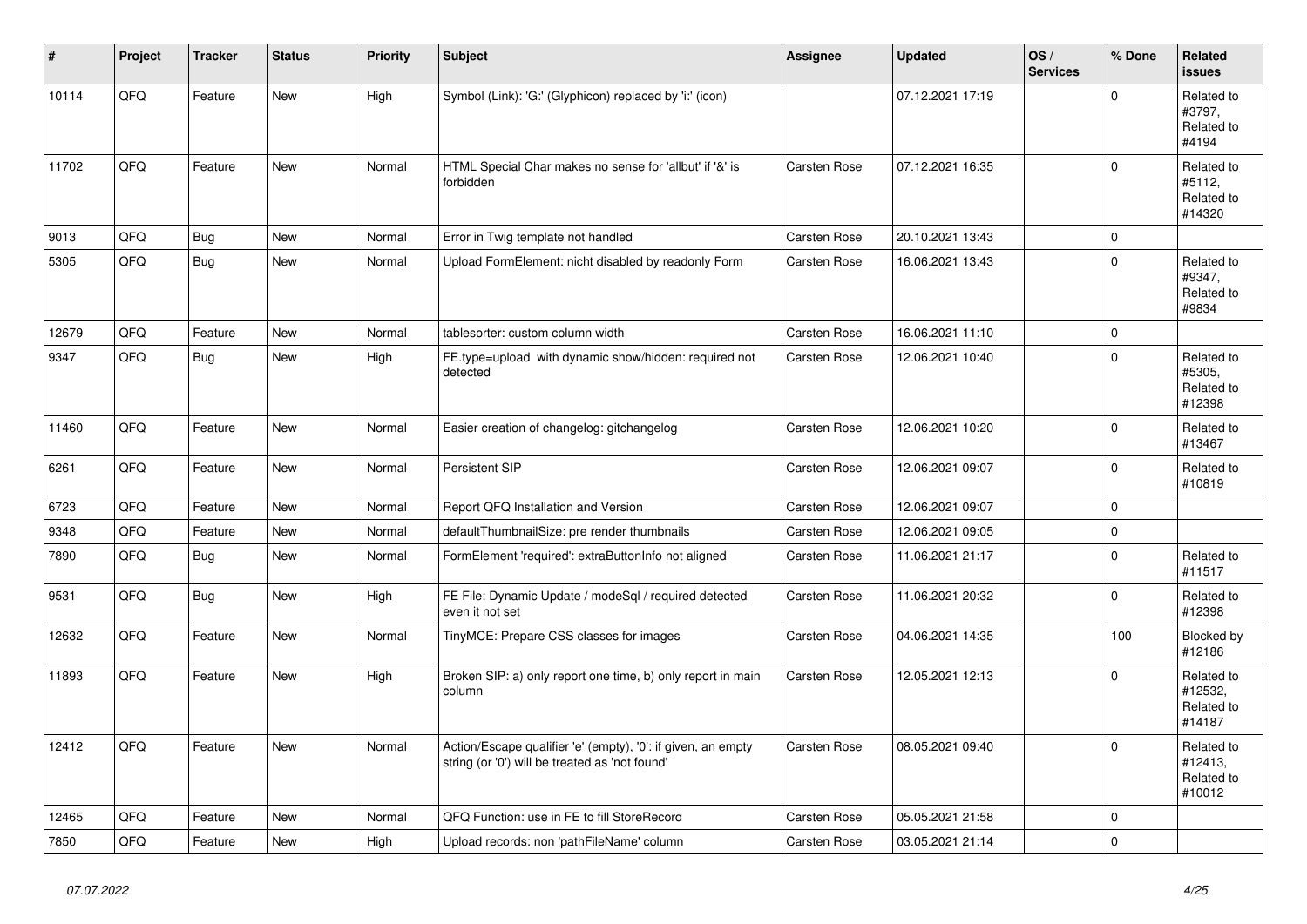| # | Project | Tracker | Status | Priority | Subject | Assignee | Updated | OS / Services | % Done | Related issues |
|---|---|---|---|---|---|---|---|---|---|---|
| 10114 | QFQ | Feature | New | High | Symbol (Link): 'G:' (Glyphicon) replaced by 'i:' (icon) | | 07.12.2021 17:19 | | 0 | Related to #3797, Related to #4194 |
| 11702 | QFQ | Feature | New | Normal | HTML Special Char makes no sense for 'allbut' if '&' is forbidden | Carsten Rose | 07.12.2021 16:35 | | 0 | Related to #5112, Related to #14320 |
| 9013 | QFQ | Bug | New | Normal | Error in Twig template not handled | Carsten Rose | 20.10.2021 13:43 | | 0 | |
| 5305 | QFQ | Bug | New | Normal | Upload FormElement: nicht disabled by readonly Form | Carsten Rose | 16.06.2021 13:43 | | 0 | Related to #9347, Related to #9834 |
| 12679 | QFQ | Feature | New | Normal | tablesorter: custom column width | Carsten Rose | 16.06.2021 11:10 | | 0 | |
| 9347 | QFQ | Bug | New | High | FE.type=upload with dynamic show/hidden: required not detected | Carsten Rose | 12.06.2021 10:40 | | 0 | Related to #5305, Related to #12398 |
| 11460 | QFQ | Feature | New | Normal | Easier creation of changelog: gitchangelog | Carsten Rose | 12.06.2021 10:20 | | 0 | Related to #13467 |
| 6261 | QFQ | Feature | New | Normal | Persistent SIP | Carsten Rose | 12.06.2021 09:07 | | 0 | Related to #10819 |
| 6723 | QFQ | Feature | New | Normal | Report QFQ Installation and Version | Carsten Rose | 12.06.2021 09:07 | | 0 | |
| 9348 | QFQ | Feature | New | Normal | defaultThumbnailSize: pre render thumbnails | Carsten Rose | 12.06.2021 09:05 | | 0 | |
| 7890 | QFQ | Bug | New | Normal | FormElement 'required': extraButtonInfo not aligned | Carsten Rose | 11.06.2021 21:17 | | 0 | Related to #11517 |
| 9531 | QFQ | Bug | New | High | FE File: Dynamic Update / modeSql / required detected even it not set | Carsten Rose | 11.06.2021 20:32 | | 0 | Related to #12398 |
| 12632 | QFQ | Feature | New | Normal | TinyMCE: Prepare CSS classes for images | Carsten Rose | 04.06.2021 14:35 | | 100 | Blocked by #12186 |
| 11893 | QFQ | Feature | New | High | Broken SIP: a) only report one time, b) only report in main column | Carsten Rose | 12.05.2021 12:13 | | 0 | Related to #12532, Related to #14187 |
| 12412 | QFQ | Feature | New | Normal | Action/Escape qualifier 'e' (empty), '0': if given, an empty string (or '0') will be treated as 'not found' | Carsten Rose | 08.05.2021 09:40 | | 0 | Related to #12413, Related to #10012 |
| 12465 | QFQ | Feature | New | Normal | QFQ Function: use in FE to fill StoreRecord | Carsten Rose | 05.05.2021 21:58 | | 0 | |
| 7850 | QFQ | Feature | New | High | Upload records: non 'pathFileName' column | Carsten Rose | 03.05.2021 21:14 | | 0 | |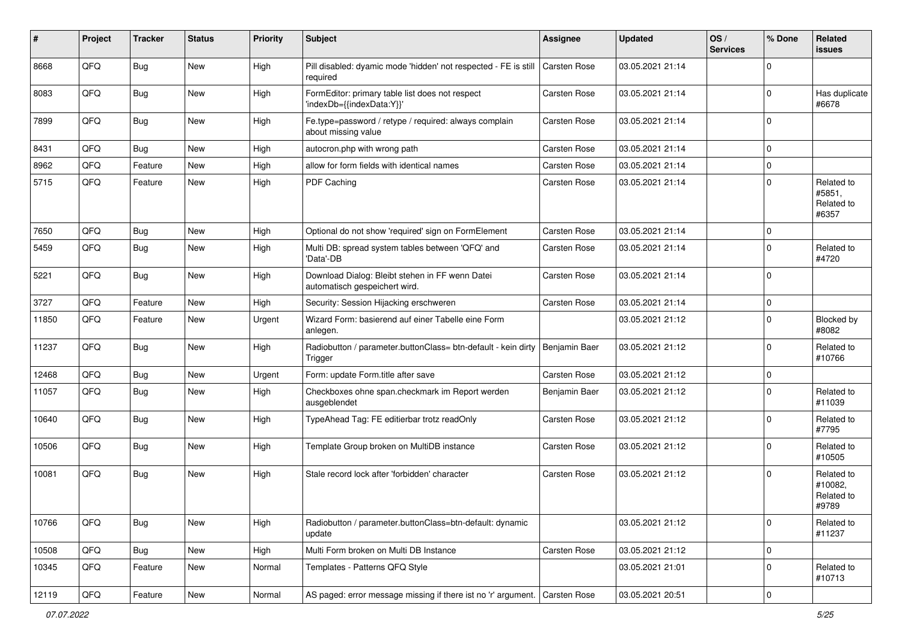| # | Project | Tracker | Status | Priority | Subject | Assignee | Updated | OS / Services | % Done | Related issues |
|---|---|---|---|---|---|---|---|---|---|---|
| 8668 | QFQ | Bug | New | High | Pill disabled: dyamic mode 'hidden' not respected - FE is still required | Carsten Rose | 03.05.2021 21:14 | | 0 | |
| 8083 | QFQ | Bug | New | High | FormEditor: primary table list does not respect 'indexDb={{indexData:Y}}' | Carsten Rose | 03.05.2021 21:14 | | 0 | Has duplicate #6678 |
| 7899 | QFQ | Bug | New | High | Fe.type=password / retype / required: always complain about missing value | Carsten Rose | 03.05.2021 21:14 | | 0 | |
| 8431 | QFQ | Bug | New | High | autocron.php with wrong path | Carsten Rose | 03.05.2021 21:14 | | 0 | |
| 8962 | QFQ | Feature | New | High | allow for form fields with identical names | Carsten Rose | 03.05.2021 21:14 | | 0 | |
| 5715 | QFQ | Feature | New | High | PDF Caching | Carsten Rose | 03.05.2021 21:14 | | 0 | Related to #5851, Related to #6357 |
| 7650 | QFQ | Bug | New | High | Optional do not show 'required' sign on FormElement | Carsten Rose | 03.05.2021 21:14 | | 0 | |
| 5459 | QFQ | Bug | New | High | Multi DB: spread system tables between 'QFQ' and 'Data'-DB | Carsten Rose | 03.05.2021 21:14 | | 0 | Related to #4720 |
| 5221 | QFQ | Bug | New | High | Download Dialog: Bleibt stehen in FF wenn Datei automatisch gespeichert wird. | Carsten Rose | 03.05.2021 21:14 | | 0 | |
| 3727 | QFQ | Feature | New | High | Security: Session Hijacking erschweren | Carsten Rose | 03.05.2021 21:14 | | 0 | |
| 11850 | QFQ | Feature | New | Urgent | Wizard Form: basierend auf einer Tabelle eine Form anlegen. | | 03.05.2021 21:12 | | 0 | Blocked by #8082 |
| 11237 | QFQ | Bug | New | High | Radiobutton / parameter.buttonClass= btn-default - kein dirty Trigger | Benjamin Baer | 03.05.2021 21:12 | | 0 | Related to #10766 |
| 12468 | QFQ | Bug | New | Urgent | Form: update Form.title after save | Carsten Rose | 03.05.2021 21:12 | | 0 | |
| 11057 | QFQ | Bug | New | High | Checkboxes ohne span.checkmark im Report werden ausgeblendet | Benjamin Baer | 03.05.2021 21:12 | | 0 | Related to #11039 |
| 10640 | QFQ | Bug | New | High | TypeAhead Tag: FE editierbar trotz readOnly | Carsten Rose | 03.05.2021 21:12 | | 0 | Related to #7795 |
| 10506 | QFQ | Bug | New | High | Template Group broken on MultiDB instance | Carsten Rose | 03.05.2021 21:12 | | 0 | Related to #10505 |
| 10081 | QFQ | Bug | New | High | Stale record lock after 'forbidden' character | Carsten Rose | 03.05.2021 21:12 | | 0 | Related to #10082, Related to #9789 |
| 10766 | QFQ | Bug | New | High | Radiobutton / parameter.buttonClass=btn-default: dynamic update | | 03.05.2021 21:12 | | 0 | Related to #11237 |
| 10508 | QFQ | Bug | New | High | Multi Form broken on Multi DB Instance | Carsten Rose | 03.05.2021 21:12 | | 0 | |
| 10345 | QFQ | Feature | New | Normal | Templates - Patterns QFQ Style | | 03.05.2021 21:01 | | 0 | Related to #10713 |
| 12119 | QFQ | Feature | New | Normal | AS paged: error message missing if there ist no 'r' argument. | Carsten Rose | 03.05.2021 20:51 | | 0 | |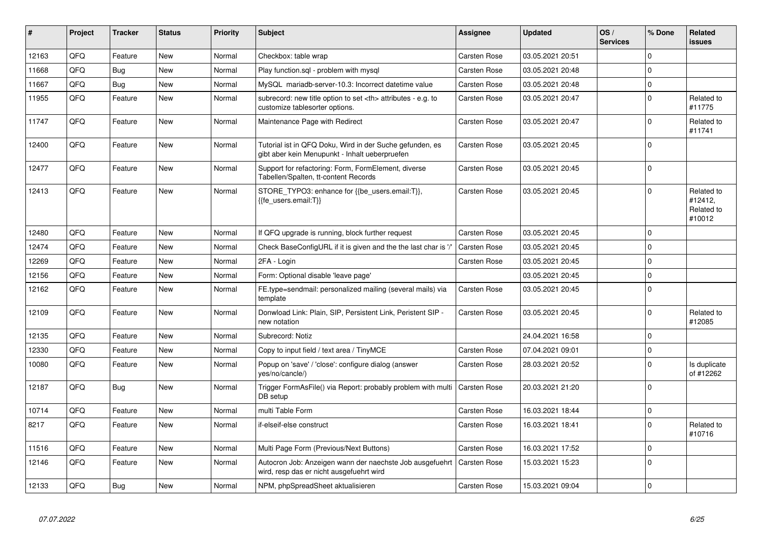| # | Project | Tracker | Status | Priority | Subject | Assignee | Updated | OS / Services | % Done | Related issues |
|---|---|---|---|---|---|---|---|---|---|---|
| 12163 | QFQ | Feature | New | Normal | Checkbox: table wrap | Carsten Rose | 03.05.2021 20:51 | | 0 | |
| 11668 | QFQ | Bug | New | Normal | Play function.sql - problem with mysql | Carsten Rose | 03.05.2021 20:48 | | 0 | |
| 11667 | QFQ | Bug | New | Normal | MySQL mariadb-server-10.3: Incorrect datetime value | Carsten Rose | 03.05.2021 20:48 | | 0 | |
| 11955 | QFQ | Feature | New | Normal | subrecord: new title option to set <th> attributes - e.g. to customize tablesorter options. | Carsten Rose | 03.05.2021 20:47 | | 0 | Related to #11775 |
| 11747 | QFQ | Feature | New | Normal | Maintenance Page with Redirect | Carsten Rose | 03.05.2021 20:47 | | 0 | Related to #11741 |
| 12400 | QFQ | Feature | New | Normal | Tutorial ist in QFQ Doku, Wird in der Suche gefunden, es gibt aber kein Menupunkt - Inhalt ueberpruefen | Carsten Rose | 03.05.2021 20:45 | | 0 | |
| 12477 | QFQ | Feature | New | Normal | Support for refactoring: Form, FormElement, diverse Tabellen/Spalten, tt-content Records | Carsten Rose | 03.05.2021 20:45 | | 0 | |
| 12413 | QFQ | Feature | New | Normal | STORE_TYPO3: enhance for {{be_users.email:T}}, {{fe_users.email:T}} | Carsten Rose | 03.05.2021 20:45 | | 0 | Related to #12412, Related to #10012 |
| 12480 | QFQ | Feature | New | Normal | If QFQ upgrade is running, block further request | Carsten Rose | 03.05.2021 20:45 | | 0 | |
| 12474 | QFQ | Feature | New | Normal | Check BaseConfigURL if it is given and the the last char is '/' | Carsten Rose | 03.05.2021 20:45 | | 0 | |
| 12269 | QFQ | Feature | New | Normal | 2FA - Login | Carsten Rose | 03.05.2021 20:45 | | 0 | |
| 12156 | QFQ | Feature | New | Normal | Form: Optional disable 'leave page' | | 03.05.2021 20:45 | | 0 | |
| 12162 | QFQ | Feature | New | Normal | FE.type=sendmail: personalized mailing (several mails) via template | Carsten Rose | 03.05.2021 20:45 | | 0 | |
| 12109 | QFQ | Feature | New | Normal | Donwload Link: Plain, SIP, Persistent Link, Peristent SIP - new notation | Carsten Rose | 03.05.2021 20:45 | | 0 | Related to #12085 |
| 12135 | QFQ | Feature | New | Normal | Subrecord: Notiz | | 24.04.2021 16:58 | | 0 | |
| 12330 | QFQ | Feature | New | Normal | Copy to input field / text area / TinyMCE | Carsten Rose | 07.04.2021 09:01 | | 0 | |
| 10080 | QFQ | Feature | New | Normal | Popup on 'save' / 'close': configure dialog (answer yes/no/cancle/) | Carsten Rose | 28.03.2021 20:52 | | 0 | Is duplicate of #12262 |
| 12187 | QFQ | Bug | New | Normal | Trigger FormAsFile() via Report: probably problem with multi DB setup | Carsten Rose | 20.03.2021 21:20 | | 0 | |
| 10714 | QFQ | Feature | New | Normal | multi Table Form | Carsten Rose | 16.03.2021 18:44 | | 0 | |
| 8217 | QFQ | Feature | New | Normal | if-elseif-else construct | Carsten Rose | 16.03.2021 18:41 | | 0 | Related to #10716 |
| 11516 | QFQ | Feature | New | Normal | Multi Page Form (Previous/Next Buttons) | Carsten Rose | 16.03.2021 17:52 | | 0 | |
| 12146 | QFQ | Feature | New | Normal | Autocron Job: Anzeigen wann der naechste Job ausgefuehrt wird, resp das er nicht ausgefuehrt wird | Carsten Rose | 15.03.2021 15:23 | | 0 | |
| 12133 | QFQ | Bug | New | Normal | NPM, phpSpreadSheet aktualisieren | Carsten Rose | 15.03.2021 09:04 | | 0 | |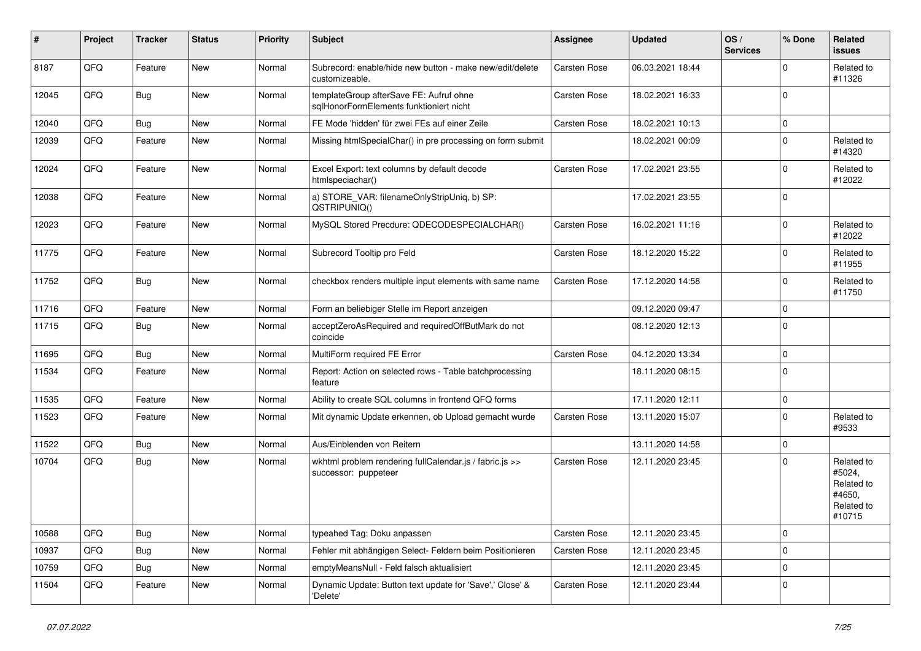| # | Project | Tracker | Status | Priority | Subject | Assignee | Updated | OS / Services | % Done | Related issues |
|---|---|---|---|---|---|---|---|---|---|---|
| 8187 | QFQ | Feature | New | Normal | Subrecord: enable/hide new button - make new/edit/delete customizeable. | Carsten Rose | 06.03.2021 18:44 | | 0 | Related to #11326 |
| 12045 | QFQ | Bug | New | Normal | templateGroup afterSave FE: Aufruf ohne sqlHonorFormElements funktioniert nicht | Carsten Rose | 18.02.2021 16:33 | | 0 | |
| 12040 | QFQ | Bug | New | Normal | FE Mode 'hidden' für zwei FEs auf einer Zeile | Carsten Rose | 18.02.2021 10:13 | | 0 | |
| 12039 | QFQ | Feature | New | Normal | Missing htmlSpecialChar() in pre processing on form submit | | 18.02.2021 00:09 | | 0 | Related to #14320 |
| 12024 | QFQ | Feature | New | Normal | Excel Export: text columns by default decode htmlspeciachar() | Carsten Rose | 17.02.2021 23:55 | | 0 | Related to #12022 |
| 12038 | QFQ | Feature | New | Normal | a) STORE_VAR: filenameOnlyStripUniq, b) SP: QSTRIPUNIQ() | | 17.02.2021 23:55 | | 0 | |
| 12023 | QFQ | Feature | New | Normal | MySQL Stored Precdure: QDECODESPECIALCHAR() | Carsten Rose | 16.02.2021 11:16 | | 0 | Related to #12022 |
| 11775 | QFQ | Feature | New | Normal | Subrecord Tooltip pro Feld | Carsten Rose | 18.12.2020 15:22 | | 0 | Related to #11955 |
| 11752 | QFQ | Bug | New | Normal | checkbox renders multiple input elements with same name | Carsten Rose | 17.12.2020 14:58 | | 0 | Related to #11750 |
| 11716 | QFQ | Feature | New | Normal | Form an beliebiger Stelle im Report anzeigen | | 09.12.2020 09:47 | | 0 | |
| 11715 | QFQ | Bug | New | Normal | acceptZeroAsRequired and requiredOffButMark do not coincide | | 08.12.2020 12:13 | | 0 | |
| 11695 | QFQ | Bug | New | Normal | MultiForm required FE Error | Carsten Rose | 04.12.2020 13:34 | | 0 | |
| 11534 | QFQ | Feature | New | Normal | Report: Action on selected rows - Table batchprocessing feature | | 18.11.2020 08:15 | | 0 | |
| 11535 | QFQ | Feature | New | Normal | Ability to create SQL columns in frontend QFQ forms | | 17.11.2020 12:11 | | 0 | |
| 11523 | QFQ | Feature | New | Normal | Mit dynamic Update erkennen, ob Upload gemacht wurde | Carsten Rose | 13.11.2020 15:07 | | 0 | Related to #9533 |
| 11522 | QFQ | Bug | New | Normal | Aus/Einblenden von Reitern | | 13.11.2020 14:58 | | 0 | |
| 10704 | QFQ | Bug | New | Normal | wkhtml problem rendering fullCalendar.js / fabric.js >> successor: puppeteer | Carsten Rose | 12.11.2020 23:45 | | 0 | Related to #5024, Related to #4650, Related to #10715 |
| 10588 | QFQ | Bug | New | Normal | typeahed Tag: Doku anpassen | Carsten Rose | 12.11.2020 23:45 | | 0 | |
| 10937 | QFQ | Bug | New | Normal | Fehler mit abhängigen Select- Feldern beim Positionieren | Carsten Rose | 12.11.2020 23:45 | | 0 | |
| 10759 | QFQ | Bug | New | Normal | emptyMeansNull - Feld falsch aktualisiert | | 12.11.2020 23:45 | | 0 | |
| 11504 | QFQ | Feature | New | Normal | Dynamic Update: Button text update for 'Save',' Close' & 'Delete' | Carsten Rose | 12.11.2020 23:44 | | 0 | |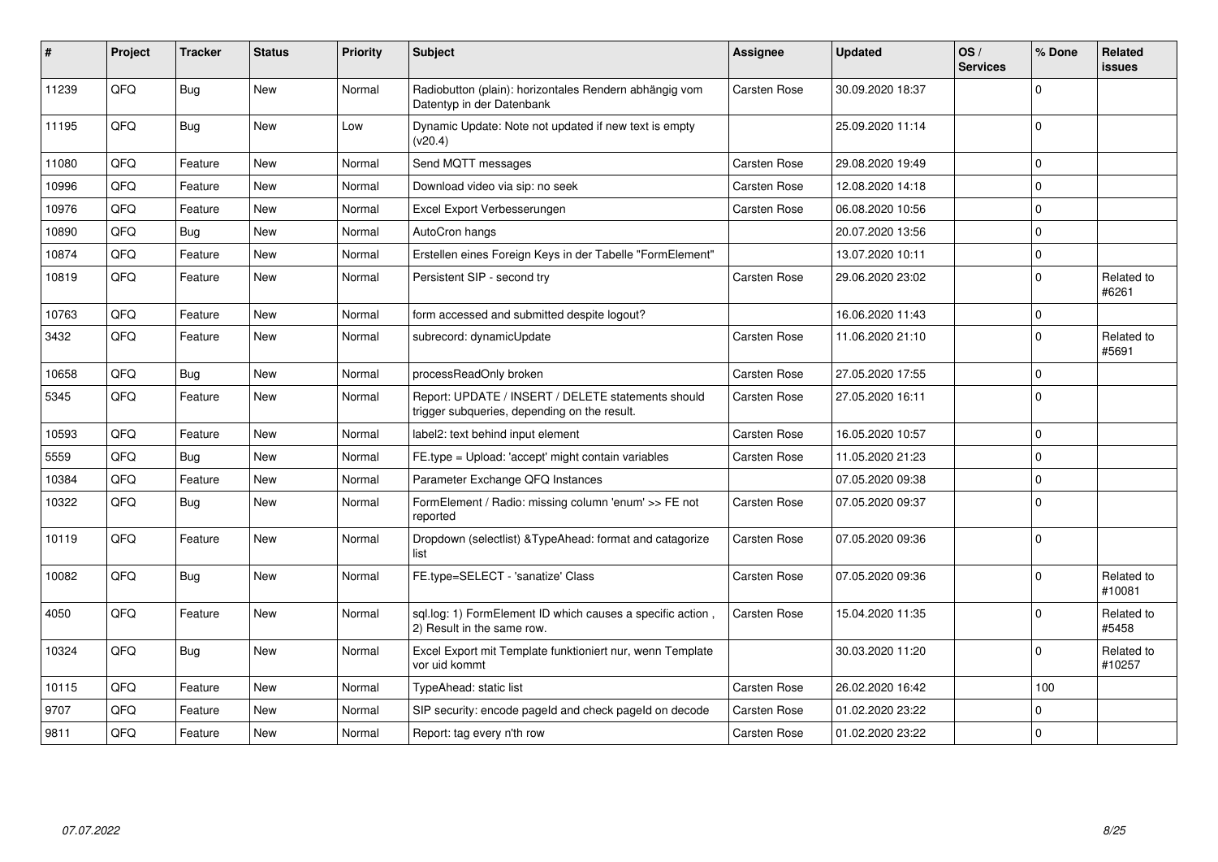| # | Project | Tracker | Status | Priority | Subject | Assignee | Updated | OS / Services | % Done | Related issues |
|---|---|---|---|---|---|---|---|---|---|---|
| 11239 | QFQ | Bug | New | Normal | Radiobutton (plain): horizontales Rendern abhängig vom Datentyp in der Datenbank | Carsten Rose | 30.09.2020 18:37 | | 0 | |
| 11195 | QFQ | Bug | New | Low | Dynamic Update: Note not updated if new text is empty (v20.4) | | 25.09.2020 11:14 | | 0 | |
| 11080 | QFQ | Feature | New | Normal | Send MQTT messages | Carsten Rose | 29.08.2020 19:49 | | 0 | |
| 10996 | QFQ | Feature | New | Normal | Download video via sip: no seek | Carsten Rose | 12.08.2020 14:18 | | 0 | |
| 10976 | QFQ | Feature | New | Normal | Excel Export Verbesserungen | Carsten Rose | 06.08.2020 10:56 | | 0 | |
| 10890 | QFQ | Bug | New | Normal | AutoCron hangs | | 20.07.2020 13:56 | | 0 | |
| 10874 | QFQ | Feature | New | Normal | Erstellen eines Foreign Keys in der Tabelle "FormElement" | | 13.07.2020 10:11 | | 0 | |
| 10819 | QFQ | Feature | New | Normal | Persistent SIP - second try | Carsten Rose | 29.06.2020 23:02 | | 0 | Related to #6261 |
| 10763 | QFQ | Feature | New | Normal | form accessed and submitted despite logout? | | 16.06.2020 11:43 | | 0 | |
| 3432 | QFQ | Feature | New | Normal | subrecord: dynamicUpdate | Carsten Rose | 11.06.2020 21:10 | | 0 | Related to #5691 |
| 10658 | QFQ | Bug | New | Normal | processReadOnly broken | Carsten Rose | 27.05.2020 17:55 | | 0 | |
| 5345 | QFQ | Feature | New | Normal | Report: UPDATE / INSERT / DELETE statements should trigger subqueries, depending on the result. | Carsten Rose | 27.05.2020 16:11 | | 0 | |
| 10593 | QFQ | Feature | New | Normal | label2: text behind input element | Carsten Rose | 16.05.2020 10:57 | | 0 | |
| 5559 | QFQ | Bug | New | Normal | FE.type = Upload: 'accept' might contain variables | Carsten Rose | 11.05.2020 21:23 | | 0 | |
| 10384 | QFQ | Feature | New | Normal | Parameter Exchange QFQ Instances | | 07.05.2020 09:38 | | 0 | |
| 10322 | QFQ | Bug | New | Normal | FormElement / Radio: missing column 'enum' >> FE not reported | Carsten Rose | 07.05.2020 09:37 | | 0 | |
| 10119 | QFQ | Feature | New | Normal | Dropdown (selectlist) &TypeAhead: format and catagorize list | Carsten Rose | 07.05.2020 09:36 | | 0 | |
| 10082 | QFQ | Bug | New | Normal | FE.type=SELECT - 'sanatize' Class | Carsten Rose | 07.05.2020 09:36 | | 0 | Related to #10081 |
| 4050 | QFQ | Feature | New | Normal | sql.log: 1) FormElement ID which causes a specific action , 2) Result in the same row. | Carsten Rose | 15.04.2020 11:35 | | 0 | Related to #5458 |
| 10324 | QFQ | Bug | New | Normal | Excel Export mit Template funktioniert nur, wenn Template vor uid kommt | | 30.03.2020 11:20 | | 0 | Related to #10257 |
| 10115 | QFQ | Feature | New | Normal | TypeAhead: static list | Carsten Rose | 26.02.2020 16:42 | | 100 | |
| 9707 | QFQ | Feature | New | Normal | SIP security: encode pageId and check pageId on decode | Carsten Rose | 01.02.2020 23:22 | | 0 | |
| 9811 | QFQ | Feature | New | Normal | Report: tag every n'th row | Carsten Rose | 01.02.2020 23:22 | | 0 | |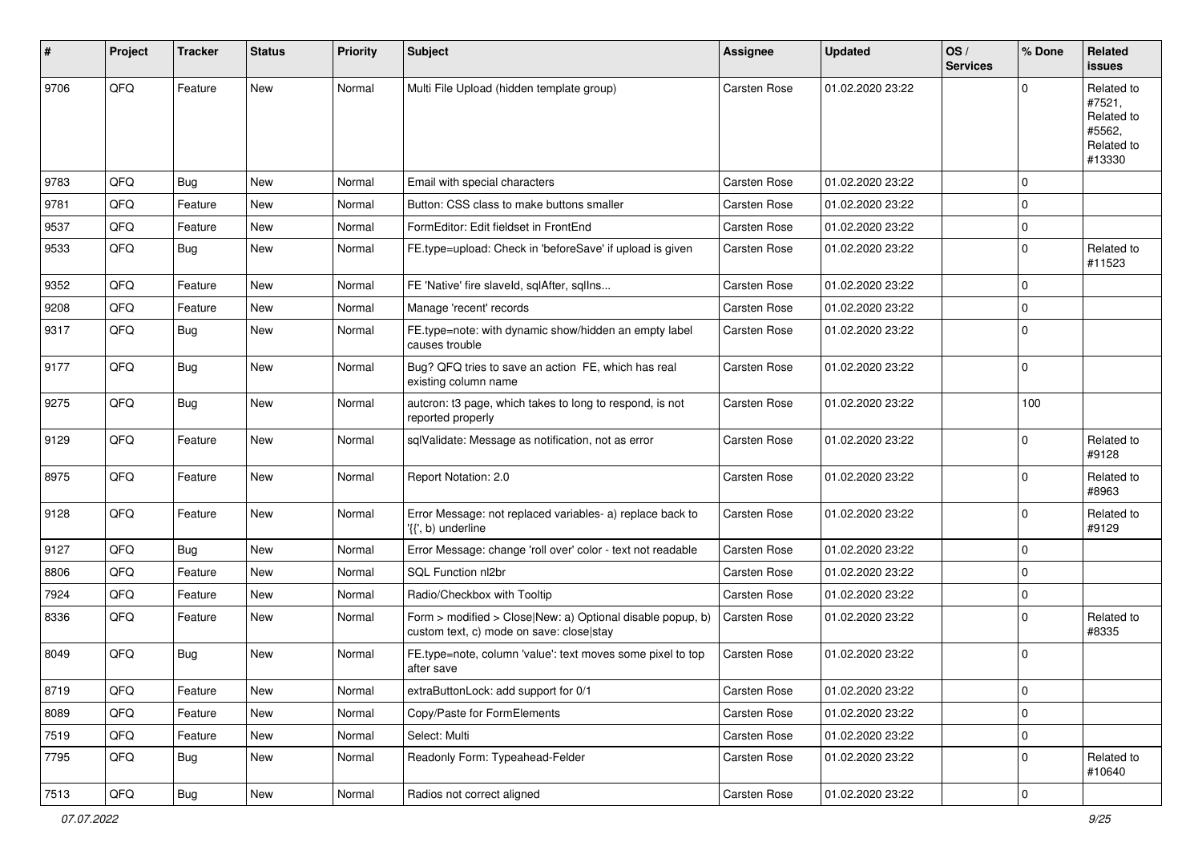| # | Project | Tracker | Status | Priority | Subject | Assignee | Updated | OS / Services | % Done | Related issues |
|---|---|---|---|---|---|---|---|---|---|---|
| 9706 | QFQ | Feature | New | Normal | Multi File Upload (hidden template group) | Carsten Rose | 01.02.2020 23:22 | | 0 | Related to #7521, Related to #5562, Related to #13330 |
| 9783 | QFQ | Bug | New | Normal | Email with special characters | Carsten Rose | 01.02.2020 23:22 | | 0 | |
| 9781 | QFQ | Feature | New | Normal | Button: CSS class to make buttons smaller | Carsten Rose | 01.02.2020 23:22 | | 0 | |
| 9537 | QFQ | Feature | New | Normal | FormEditor: Edit fieldset in FrontEnd | Carsten Rose | 01.02.2020 23:22 | | 0 | |
| 9533 | QFQ | Bug | New | Normal | FE.type=upload: Check in 'beforeSave' if upload is given | Carsten Rose | 01.02.2020 23:22 | | 0 | Related to #11523 |
| 9352 | QFQ | Feature | New | Normal | FE 'Native' fire slaveId, sqlAfter, sqlIns... | Carsten Rose | 01.02.2020 23:22 | | 0 | |
| 9208 | QFQ | Feature | New | Normal | Manage 'recent' records | Carsten Rose | 01.02.2020 23:22 | | 0 | |
| 9317 | QFQ | Bug | New | Normal | FE.type=note: with dynamic show/hidden an empty label causes trouble | Carsten Rose | 01.02.2020 23:22 | | 0 | |
| 9177 | QFQ | Bug | New | Normal | Bug? QFQ tries to save an action FE, which has real existing column name | Carsten Rose | 01.02.2020 23:22 | | 0 | |
| 9275 | QFQ | Bug | New | Normal | autcron: t3 page, which takes to long to respond, is not reported properly | Carsten Rose | 01.02.2020 23:22 | | 100 | |
| 9129 | QFQ | Feature | New | Normal | sqlValidate: Message as notification, not as error | Carsten Rose | 01.02.2020 23:22 | | 0 | Related to #9128 |
| 8975 | QFQ | Feature | New | Normal | Report Notation: 2.0 | Carsten Rose | 01.02.2020 23:22 | | 0 | Related to #8963 |
| 9128 | QFQ | Feature | New | Normal | Error Message: not replaced variables- a) replace back to '{{', b) underline | Carsten Rose | 01.02.2020 23:22 | | 0 | Related to #9129 |
| 9127 | QFQ | Bug | New | Normal | Error Message: change 'roll over' color - text not readable | Carsten Rose | 01.02.2020 23:22 | | 0 | |
| 8806 | QFQ | Feature | New | Normal | SQL Function nl2br | Carsten Rose | 01.02.2020 23:22 | | 0 | |
| 7924 | QFQ | Feature | New | Normal | Radio/Checkbox with Tooltip | Carsten Rose | 01.02.2020 23:22 | | 0 | |
| 8336 | QFQ | Feature | New | Normal | Form > modified > Close\|New: a) Optional disable popup, b) custom text, c) mode on save: close\|stay | Carsten Rose | 01.02.2020 23:22 | | 0 | Related to #8335 |
| 8049 | QFQ | Bug | New | Normal | FE.type=note, column 'value': text moves some pixel to top after save | Carsten Rose | 01.02.2020 23:22 | | 0 | |
| 8719 | QFQ | Feature | New | Normal | extraButtonLock: add support for 0/1 | Carsten Rose | 01.02.2020 23:22 | | 0 | |
| 8089 | QFQ | Feature | New | Normal | Copy/Paste for FormElements | Carsten Rose | 01.02.2020 23:22 | | 0 | |
| 7519 | QFQ | Feature | New | Normal | Select: Multi | Carsten Rose | 01.02.2020 23:22 | | 0 | |
| 7795 | QFQ | Bug | New | Normal | Readonly Form: Typeahead-Felder | Carsten Rose | 01.02.2020 23:22 | | 0 | Related to #10640 |
| 7513 | QFQ | Bug | New | Normal | Radios not correct aligned | Carsten Rose | 01.02.2020 23:22 | | 0 | |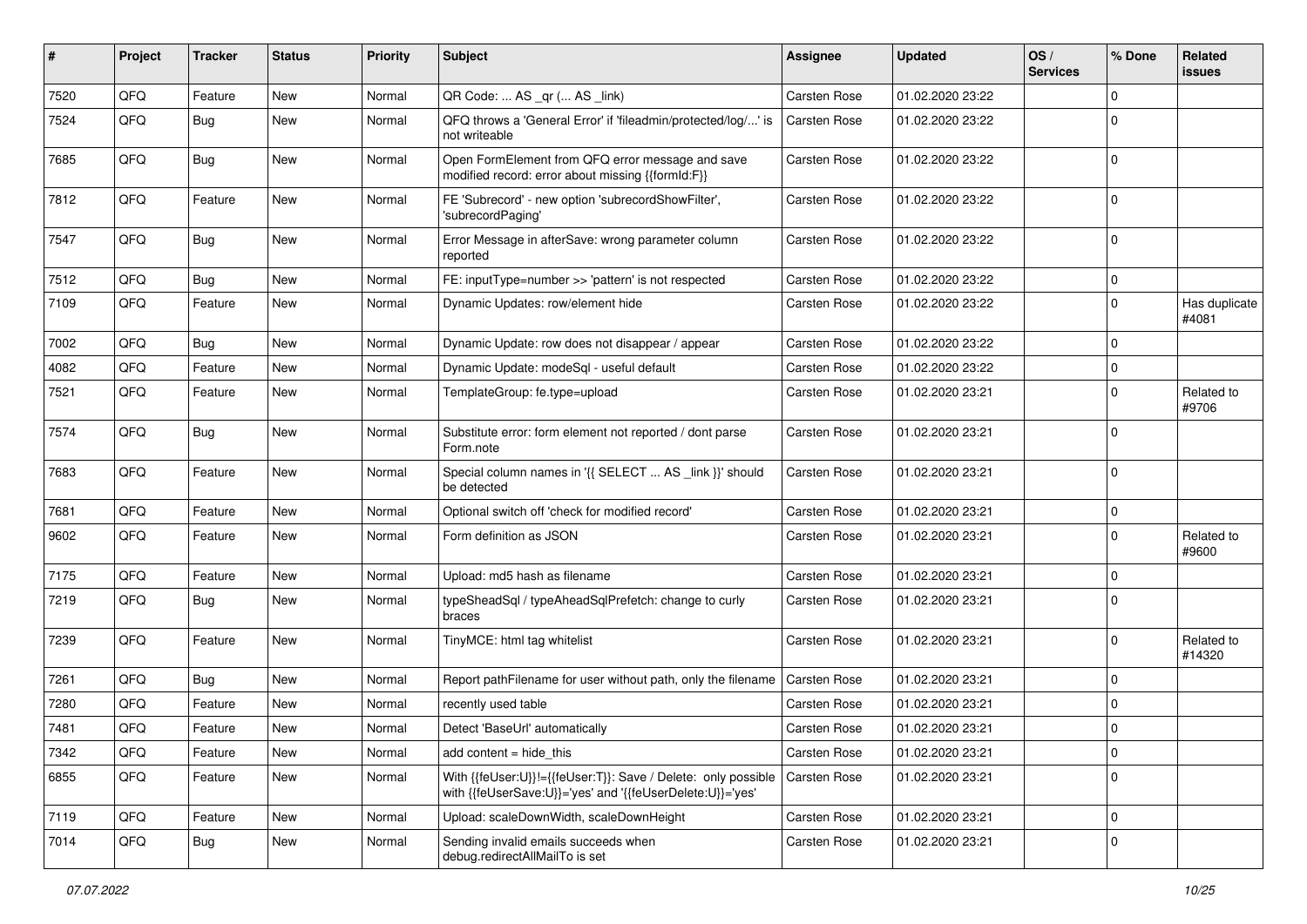| # | Project | Tracker | Status | Priority | Subject | Assignee | Updated | OS / Services | % Done | Related issues |
|---|---|---|---|---|---|---|---|---|---|---|
| 7520 | QFQ | Feature | New | Normal | QR Code: ... AS _qr (... AS _link) | Carsten Rose | 01.02.2020 23:22 | | 0 | |
| 7524 | QFQ | Bug | New | Normal | QFQ throws a 'General Error' if 'fileadmin/protected/log/...' is not writeable | Carsten Rose | 01.02.2020 23:22 | | 0 | |
| 7685 | QFQ | Bug | New | Normal | Open FormElement from QFQ error message and save modified record: error about missing {{formId:F}} | Carsten Rose | 01.02.2020 23:22 | | 0 | |
| 7812 | QFQ | Feature | New | Normal | FE 'Subrecord' - new option 'subrecordShowFilter', 'subrecordPaging' | Carsten Rose | 01.02.2020 23:22 | | 0 | |
| 7547 | QFQ | Bug | New | Normal | Error Message in afterSave: wrong parameter column reported | Carsten Rose | 01.02.2020 23:22 | | 0 | |
| 7512 | QFQ | Bug | New | Normal | FE: inputType=number >> 'pattern' is not respected | Carsten Rose | 01.02.2020 23:22 | | 0 | |
| 7109 | QFQ | Feature | New | Normal | Dynamic Updates: row/element hide | Carsten Rose | 01.02.2020 23:22 | | 0 | Has duplicate #4081 |
| 7002 | QFQ | Bug | New | Normal | Dynamic Update: row does not disappear / appear | Carsten Rose | 01.02.2020 23:22 | | 0 | |
| 4082 | QFQ | Feature | New | Normal | Dynamic Update: modeSql - useful default | Carsten Rose | 01.02.2020 23:22 | | 0 | |
| 7521 | QFQ | Feature | New | Normal | TemplateGroup: fe.type=upload | Carsten Rose | 01.02.2020 23:21 | | 0 | Related to #9706 |
| 7574 | QFQ | Bug | New | Normal | Substitute error: form element not reported / dont parse Form.note | Carsten Rose | 01.02.2020 23:21 | | 0 | |
| 7683 | QFQ | Feature | New | Normal | Special column names in '{{ SELECT ... AS _link }}' should be detected | Carsten Rose | 01.02.2020 23:21 | | 0 | |
| 7681 | QFQ | Feature | New | Normal | Optional switch off 'check for modified record' | Carsten Rose | 01.02.2020 23:21 | | 0 | |
| 9602 | QFQ | Feature | New | Normal | Form definition as JSON | Carsten Rose | 01.02.2020 23:21 | | 0 | Related to #9600 |
| 7175 | QFQ | Feature | New | Normal | Upload: md5 hash as filename | Carsten Rose | 01.02.2020 23:21 | | 0 | |
| 7219 | QFQ | Bug | New | Normal | typeSheadSql / typeAheadSqlPrefetch: change to curly braces | Carsten Rose | 01.02.2020 23:21 | | 0 | |
| 7239 | QFQ | Feature | New | Normal | TinyMCE: html tag whitelist | Carsten Rose | 01.02.2020 23:21 | | 0 | Related to #14320 |
| 7261 | QFQ | Bug | New | Normal | Report pathFilename for user without path, only the filename | Carsten Rose | 01.02.2020 23:21 | | 0 | |
| 7280 | QFQ | Feature | New | Normal | recently used table | Carsten Rose | 01.02.2020 23:21 | | 0 | |
| 7481 | QFQ | Feature | New | Normal | Detect 'BaseUrl' automatically | Carsten Rose | 01.02.2020 23:21 | | 0 | |
| 7342 | QFQ | Feature | New | Normal | add content = hide_this | Carsten Rose | 01.02.2020 23:21 | | 0 | |
| 6855 | QFQ | Feature | New | Normal | With {{feUser:U}}!={{feUser:T}}: Save / Delete: only possible with {{feUserSave:U}}='yes' and '{{feUserDelete:U}}='yes' | Carsten Rose | 01.02.2020 23:21 | | 0 | |
| 7119 | QFQ | Feature | New | Normal | Upload: scaleDownWidth, scaleDownHeight | Carsten Rose | 01.02.2020 23:21 | | 0 | |
| 7014 | QFQ | Bug | New | Normal | Sending invalid emails succeeds when debug.redirectAllMailTo is set | Carsten Rose | 01.02.2020 23:21 | | 0 | |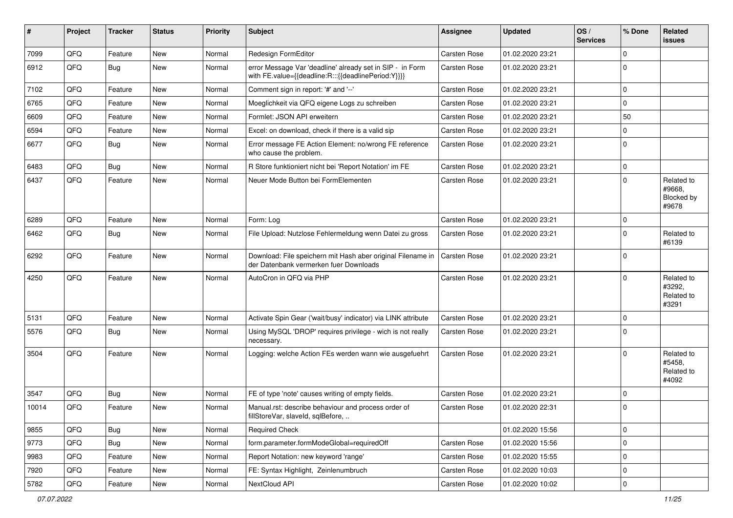| # | Project | Tracker | Status | Priority | Subject | Assignee | Updated | OS / Services | % Done | Related issues |
|---|---|---|---|---|---|---|---|---|---|---|
| 7099 | QFQ | Feature | New | Normal | Redesign FormEditor | Carsten Rose | 01.02.2020 23:21 | | 0 | |
| 6912 | QFQ | Bug | New | Normal | error Message Var 'deadline' already set in SIP - in Form with FE.value={{deadline:R:::{{deadlinePeriod:Y}}}} | Carsten Rose | 01.02.2020 23:21 | | 0 | |
| 7102 | QFQ | Feature | New | Normal | Comment sign in report: '#' and '--' | Carsten Rose | 01.02.2020 23:21 | | 0 | |
| 6765 | QFQ | Feature | New | Normal | Moeglichkeit via QFQ eigene Logs zu schreiben | Carsten Rose | 01.02.2020 23:21 | | 0 | |
| 6609 | QFQ | Feature | New | Normal | Formlet: JSON API erweitern | Carsten Rose | 01.02.2020 23:21 | | 50 | |
| 6594 | QFQ | Feature | New | Normal | Excel: on download, check if there is a valid sip | Carsten Rose | 01.02.2020 23:21 | | 0 | |
| 6677 | QFQ | Bug | New | Normal | Error message FE Action Element: no/wrong FE reference who cause the problem. | Carsten Rose | 01.02.2020 23:21 | | 0 | |
| 6483 | QFQ | Bug | New | Normal | R Store funktioniert nicht bei 'Report Notation' im FE | Carsten Rose | 01.02.2020 23:21 | | 0 | |
| 6437 | QFQ | Feature | New | Normal | Neuer Mode Button bei FormElementen | Carsten Rose | 01.02.2020 23:21 | | 0 | Related to #9668, Blocked by #9678 |
| 6289 | QFQ | Feature | New | Normal | Form: Log | Carsten Rose | 01.02.2020 23:21 | | 0 | |
| 6462 | QFQ | Bug | New | Normal | File Upload: Nutzlose Fehlermeldung wenn Datei zu gross | Carsten Rose | 01.02.2020 23:21 | | 0 | Related to #6139 |
| 6292 | QFQ | Feature | New | Normal | Download: File speichern mit Hash aber original Filename in der Datenbank vermerken fuer Downloads | Carsten Rose | 01.02.2020 23:21 | | 0 | |
| 4250 | QFQ | Feature | New | Normal | AutoCron in QFQ via PHP | Carsten Rose | 01.02.2020 23:21 | | 0 | Related to #3292, Related to #3291 |
| 5131 | QFQ | Feature | New | Normal | Activate Spin Gear ('wait/busy' indicator) via LINK attribute | Carsten Rose | 01.02.2020 23:21 | | 0 | |
| 5576 | QFQ | Bug | New | Normal | Using MySQL 'DROP' requires privilege - wich is not really necessary. | Carsten Rose | 01.02.2020 23:21 | | 0 | |
| 3504 | QFQ | Feature | New | Normal | Logging: welche Action FEs werden wann wie ausgefuehrt | Carsten Rose | 01.02.2020 23:21 | | 0 | Related to #5458, Related to #4092 |
| 3547 | QFQ | Bug | New | Normal | FE of type 'note' causes writing of empty fields. | Carsten Rose | 01.02.2020 23:21 | | 0 | |
| 10014 | QFQ | Feature | New | Normal | Manual.rst: describe behaviour and process order of fillStoreVar, slaveId, sqlBefore, .. | Carsten Rose | 01.02.2020 22:31 | | 0 | |
| 9855 | QFQ | Bug | New | Normal | Required Check | | 01.02.2020 15:56 | | 0 | |
| 9773 | QFQ | Bug | New | Normal | form.parameter.formModeGlobal=requiredOff | Carsten Rose | 01.02.2020 15:56 | | 0 | |
| 9983 | QFQ | Feature | New | Normal | Report Notation: new keyword 'range' | Carsten Rose | 01.02.2020 15:55 | | 0 | |
| 7920 | QFQ | Feature | New | Normal | FE: Syntax Highlight, Zeinlenumbruch | Carsten Rose | 01.02.2020 10:03 | | 0 | |
| 5782 | QFQ | Feature | New | Normal | NextCloud API | Carsten Rose | 01.02.2020 10:02 | | 0 | |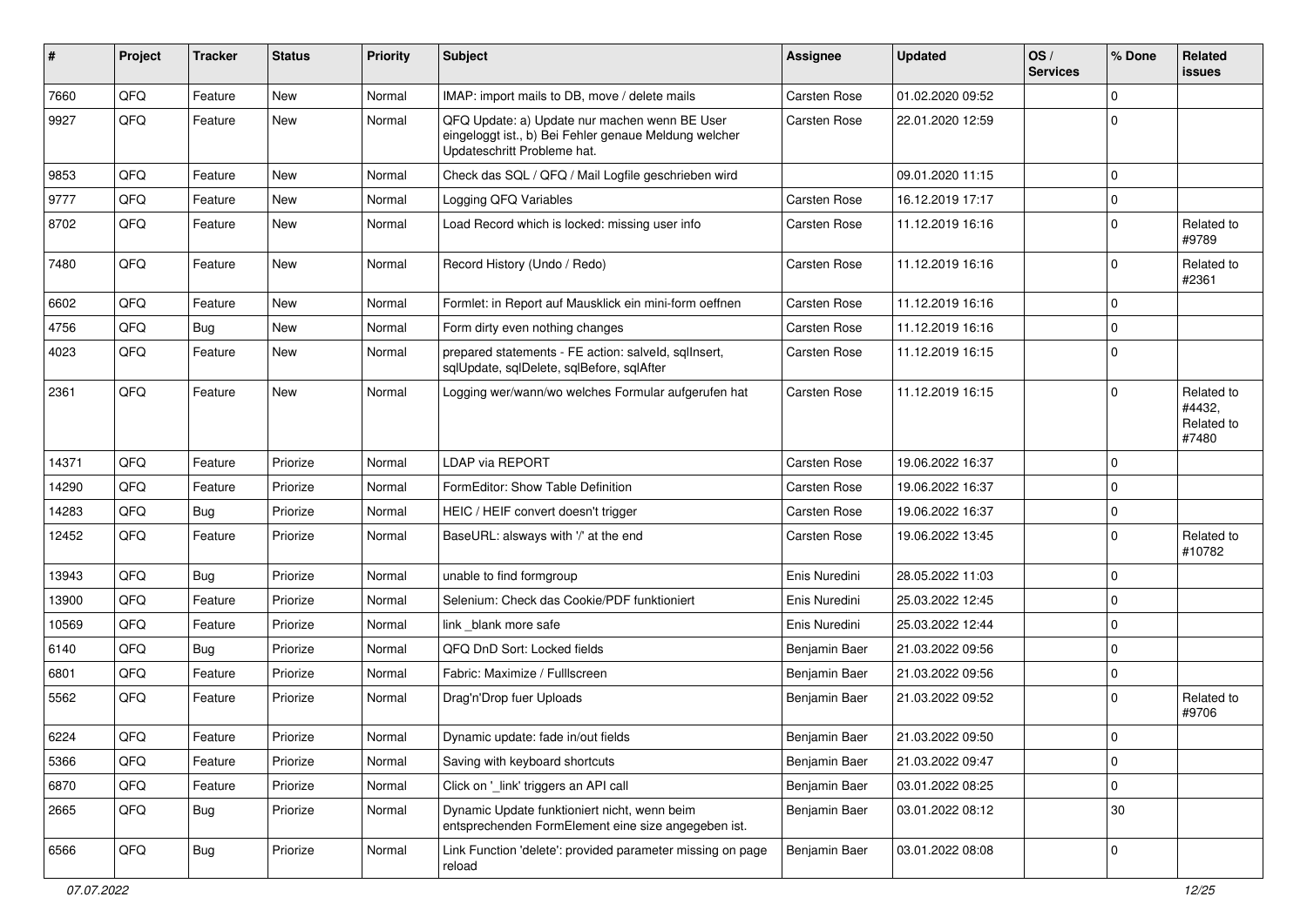| # | Project | Tracker | Status | Priority | Subject | Assignee | Updated | OS / Services | % Done | Related issues |
|---|---|---|---|---|---|---|---|---|---|---|
| 7660 | QFQ | Feature | New | Normal | IMAP: import mails to DB, move / delete mails | Carsten Rose | 01.02.2020 09:52 | | 0 | |
| 9927 | QFQ | Feature | New | Normal | QFQ Update: a) Update nur machen wenn BE User eingeloggt ist., b) Bei Fehler genaue Meldung welcher Updateschritt Probleme hat. | Carsten Rose | 22.01.2020 12:59 | | 0 | |
| 9853 | QFQ | Feature | New | Normal | Check das SQL / QFQ / Mail Logfile geschrieben wird | | 09.01.2020 11:15 | | 0 | |
| 9777 | QFQ | Feature | New | Normal | Logging QFQ Variables | Carsten Rose | 16.12.2019 17:17 | | 0 | |
| 8702 | QFQ | Feature | New | Normal | Load Record which is locked: missing user info | Carsten Rose | 11.12.2019 16:16 | | 0 | Related to #9789 |
| 7480 | QFQ | Feature | New | Normal | Record History (Undo / Redo) | Carsten Rose | 11.12.2019 16:16 | | 0 | Related to #2361 |
| 6602 | QFQ | Feature | New | Normal | Formlet: in Report auf Mausklick ein mini-form oeffnen | Carsten Rose | 11.12.2019 16:16 | | 0 | |
| 4756 | QFQ | Bug | New | Normal | Form dirty even nothing changes | Carsten Rose | 11.12.2019 16:16 | | 0 | |
| 4023 | QFQ | Feature | New | Normal | prepared statements - FE action: salveld, sqlInsert, sqlUpdate, sqlDelete, sqlBefore, sqlAfter | Carsten Rose | 11.12.2019 16:15 | | 0 | |
| 2361 | QFQ | Feature | New | Normal | Logging wer/wann/wo welches Formular aufgerufen hat | Carsten Rose | 11.12.2019 16:15 | | 0 | Related to #4432, Related to #7480 |
| 14371 | QFQ | Feature | Priorize | Normal | LDAP via REPORT | Carsten Rose | 19.06.2022 16:37 | | 0 | |
| 14290 | QFQ | Feature | Priorize | Normal | FormEditor: Show Table Definition | Carsten Rose | 19.06.2022 16:37 | | 0 | |
| 14283 | QFQ | Bug | Priorize | Normal | HEIC / HEIF convert doesn't trigger | Carsten Rose | 19.06.2022 16:37 | | 0 | |
| 12452 | QFQ | Feature | Priorize | Normal | BaseURL: alsways with '/' at the end | Carsten Rose | 19.06.2022 13:45 | | 0 | Related to #10782 |
| 13943 | QFQ | Bug | Priorize | Normal | unable to find formgroup | Enis Nuredini | 28.05.2022 11:03 | | 0 | |
| 13900 | QFQ | Feature | Priorize | Normal | Selenium: Check das Cookie/PDF funktioniert | Enis Nuredini | 25.03.2022 12:45 | | 0 | |
| 10569 | QFQ | Feature | Priorize | Normal | link _blank more safe | Enis Nuredini | 25.03.2022 12:44 | | 0 | |
| 6140 | QFQ | Bug | Priorize | Normal | QFQ DnD Sort: Locked fields | Benjamin Baer | 21.03.2022 09:56 | | 0 | |
| 6801 | QFQ | Feature | Priorize | Normal | Fabric: Maximize / FullIscreen | Benjamin Baer | 21.03.2022 09:56 | | 0 | |
| 5562 | QFQ | Feature | Priorize | Normal | Drag'n'Drop fuer Uploads | Benjamin Baer | 21.03.2022 09:52 | | 0 | Related to #9706 |
| 6224 | QFQ | Feature | Priorize | Normal | Dynamic update: fade in/out fields | Benjamin Baer | 21.03.2022 09:50 | | 0 | |
| 5366 | QFQ | Feature | Priorize | Normal | Saving with keyboard shortcuts | Benjamin Baer | 21.03.2022 09:47 | | 0 | |
| 6870 | QFQ | Feature | Priorize | Normal | Click on '_link' triggers an API call | Benjamin Baer | 03.01.2022 08:25 | | 0 | |
| 2665 | QFQ | Bug | Priorize | Normal | Dynamic Update funktioniert nicht, wenn beim entsprechenden FormElement eine size angegeben ist. | Benjamin Baer | 03.01.2022 08:12 | | 30 | |
| 6566 | QFQ | Bug | Priorize | Normal | Link Function 'delete': provided parameter missing on page reload | Benjamin Baer | 03.01.2022 08:08 | | 0 | |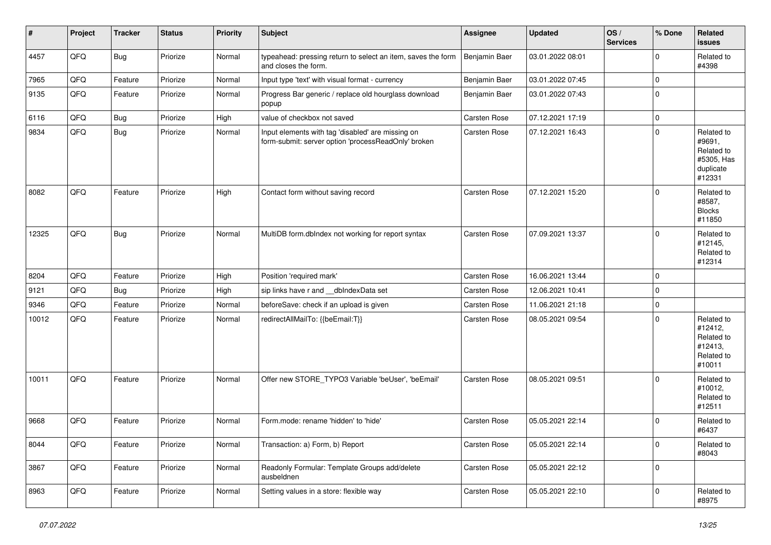| # | Project | Tracker | Status | Priority | Subject | Assignee | Updated | OS / Services | % Done | Related issues |
|---|---|---|---|---|---|---|---|---|---|---|
| 4457 | QFQ | Bug | Priorize | Normal | typeahead: pressing return to select an item, saves the form and closes the form. | Benjamin Baer | 03.01.2022 08:01 | | 0 | Related to #4398 |
| 7965 | QFQ | Feature | Priorize | Normal | Input type 'text' with visual format - currency | Benjamin Baer | 03.01.2022 07:45 | | 0 | |
| 9135 | QFQ | Feature | Priorize | Normal | Progress Bar generic / replace old hourglass download popup | Benjamin Baer | 03.01.2022 07:43 | | 0 | |
| 6116 | QFQ | Bug | Priorize | High | value of checkbox not saved | Carsten Rose | 07.12.2021 17:19 | | 0 | |
| 9834 | QFQ | Bug | Priorize | Normal | Input elements with tag 'disabled' are missing on form-submit: server option 'processReadOnly' broken | Carsten Rose | 07.12.2021 16:43 | | 0 | Related to #9691, Related to #5305, Has duplicate #12331 |
| 8082 | QFQ | Feature | Priorize | High | Contact form without saving record | Carsten Rose | 07.12.2021 15:20 | | 0 | Related to #8587, Blocks #11850 |
| 12325 | QFQ | Bug | Priorize | Normal | MultiDB form.dbIndex not working for report syntax | Carsten Rose | 07.09.2021 13:37 | | 0 | Related to #12145, Related to #12314 |
| 8204 | QFQ | Feature | Priorize | High | Position 'required mark' | Carsten Rose | 16.06.2021 13:44 | | 0 | |
| 9121 | QFQ | Bug | Priorize | High | sip links have r and __dbIndexData set | Carsten Rose | 12.06.2021 10:41 | | 0 | |
| 9346 | QFQ | Feature | Priorize | Normal | beforeSave: check if an upload is given | Carsten Rose | 11.06.2021 21:18 | | 0 | |
| 10012 | QFQ | Feature | Priorize | Normal | redirectAllMailTo: {{beEmail:T}} | Carsten Rose | 08.05.2021 09:54 | | 0 | Related to #12412, Related to #12413, Related to #10011 |
| 10011 | QFQ | Feature | Priorize | Normal | Offer new STORE_TYPO3 Variable 'beUser', 'beEmail' | Carsten Rose | 08.05.2021 09:51 | | 0 | Related to #10012, Related to #12511 |
| 9668 | QFQ | Feature | Priorize | Normal | Form.mode: rename 'hidden' to 'hide' | Carsten Rose | 05.05.2021 22:14 | | 0 | Related to #6437 |
| 8044 | QFQ | Feature | Priorize | Normal | Transaction: a) Form, b) Report | Carsten Rose | 05.05.2021 22:14 | | 0 | Related to #8043 |
| 3867 | QFQ | Feature | Priorize | Normal | Readonly Formular: Template Groups add/delete ausbeldnen | Carsten Rose | 05.05.2021 22:12 | | 0 | |
| 8963 | QFQ | Feature | Priorize | Normal | Setting values in a store: flexible way | Carsten Rose | 05.05.2021 22:10 | | 0 | Related to #8975 |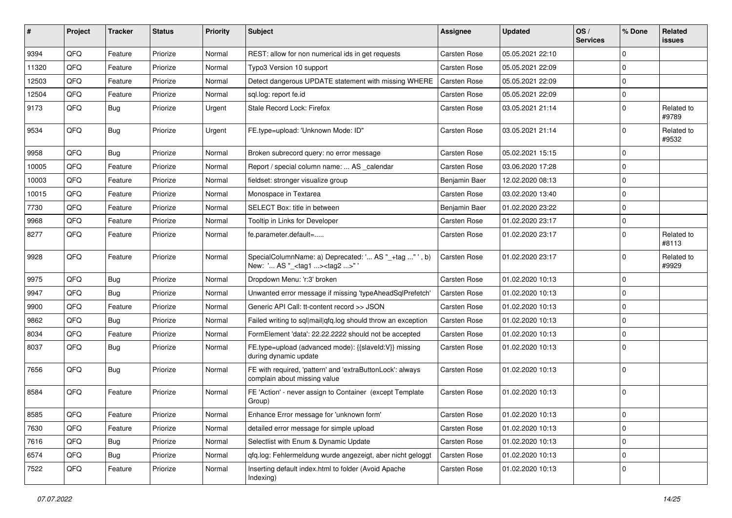| # | Project | Tracker | Status | Priority | Subject | Assignee | Updated | OS / Services | % Done | Related issues |
|---|---|---|---|---|---|---|---|---|---|---|
| 9394 | QFQ | Feature | Priorize | Normal | REST: allow for non numerical ids in get requests | Carsten Rose | 05.05.2021 22:10 | | 0 | |
| 11320 | QFQ | Feature | Priorize | Normal | Typo3 Version 10 support | Carsten Rose | 05.05.2021 22:09 | | 0 | |
| 12503 | QFQ | Feature | Priorize | Normal | Detect dangerous UPDATE statement with missing WHERE | Carsten Rose | 05.05.2021 22:09 | | 0 | |
| 12504 | QFQ | Feature | Priorize | Normal | sql.log: report fe.id | Carsten Rose | 05.05.2021 22:09 | | 0 | |
| 9173 | QFQ | Bug | Priorize | Urgent | Stale Record Lock: Firefox | Carsten Rose | 03.05.2021 21:14 | | 0 | Related to #9789 |
| 9534 | QFQ | Bug | Priorize | Urgent | FE.type=upload: 'Unknown Mode: ID" | Carsten Rose | 03.05.2021 21:14 | | 0 | Related to #9532 |
| 9958 | QFQ | Bug | Priorize | Normal | Broken subrecord query: no error message | Carsten Rose | 05.02.2021 15:15 | | 0 | |
| 10005 | QFQ | Feature | Priorize | Normal | Report / special column name: ... AS _calendar | Carsten Rose | 03.06.2020 17:28 | | 0 | |
| 10003 | QFQ | Feature | Priorize | Normal | fieldset: stronger visualize group | Benjamin Baer | 12.02.2020 08:13 | | 0 | |
| 10015 | QFQ | Feature | Priorize | Normal | Monospace in Textarea | Carsten Rose | 03.02.2020 13:40 | | 0 | |
| 7730 | QFQ | Feature | Priorize | Normal | SELECT Box: title in between | Benjamin Baer | 01.02.2020 23:22 | | 0 | |
| 9968 | QFQ | Feature | Priorize | Normal | Tooltip in Links for Developer | Carsten Rose | 01.02.2020 23:17 | | 0 | |
| 8277 | QFQ | Feature | Priorize | Normal | fe.parameter.default=..... | Carsten Rose | 01.02.2020 23:17 | | 0 | Related to #8113 |
| 9928 | QFQ | Feature | Priorize | Normal | SpecialColumnName: a) Deprecated: '... AS "_+tag ..." ', b) New: '... AS "_<tag1 ...><tag2 ...>" ' | Carsten Rose | 01.02.2020 23:17 | | 0 | Related to #9929 |
| 9975 | QFQ | Bug | Priorize | Normal | Dropdown Menu: 'r:3' broken | Carsten Rose | 01.02.2020 10:13 | | 0 | |
| 9947 | QFQ | Bug | Priorize | Normal | Unwanted error message if missing 'typeAheadSqlPrefetch' | Carsten Rose | 01.02.2020 10:13 | | 0 | |
| 9900 | QFQ | Feature | Priorize | Normal | Generic API Call: tt-content record >> JSON | Carsten Rose | 01.02.2020 10:13 | | 0 | |
| 9862 | QFQ | Bug | Priorize | Normal | Failed writing to sql\|mail\|qfq.log should throw an exception | Carsten Rose | 01.02.2020 10:13 | | 0 | |
| 8034 | QFQ | Feature | Priorize | Normal | FormElement 'data': 22.22.2222 should not be accepted | Carsten Rose | 01.02.2020 10:13 | | 0 | |
| 8037 | QFQ | Bug | Priorize | Normal | FE.type=upload (advanced mode): {{slaveId:V}} missing during dynamic update | Carsten Rose | 01.02.2020 10:13 | | 0 | |
| 7656 | QFQ | Bug | Priorize | Normal | FE with required, 'pattern' and 'extraButtonLock': always complain about missing value | Carsten Rose | 01.02.2020 10:13 | | 0 | |
| 8584 | QFQ | Feature | Priorize | Normal | FE 'Action' - never assign to Container (except Template Group) | Carsten Rose | 01.02.2020 10:13 | | 0 | |
| 8585 | QFQ | Feature | Priorize | Normal | Enhance Error message for 'unknown form' | Carsten Rose | 01.02.2020 10:13 | | 0 | |
| 7630 | QFQ | Feature | Priorize | Normal | detailed error message for simple upload | Carsten Rose | 01.02.2020 10:13 | | 0 | |
| 7616 | QFQ | Bug | Priorize | Normal | Selectlist with Enum & Dynamic Update | Carsten Rose | 01.02.2020 10:13 | | 0 | |
| 6574 | QFQ | Bug | Priorize | Normal | qfq.log: Fehlermeldung wurde angezeigt, aber nicht geloggt | Carsten Rose | 01.02.2020 10:13 | | 0 | |
| 7522 | QFQ | Feature | Priorize | Normal | Inserting default index.html to folder (Avoid Apache Indexing) | Carsten Rose | 01.02.2020 10:13 | | 0 | |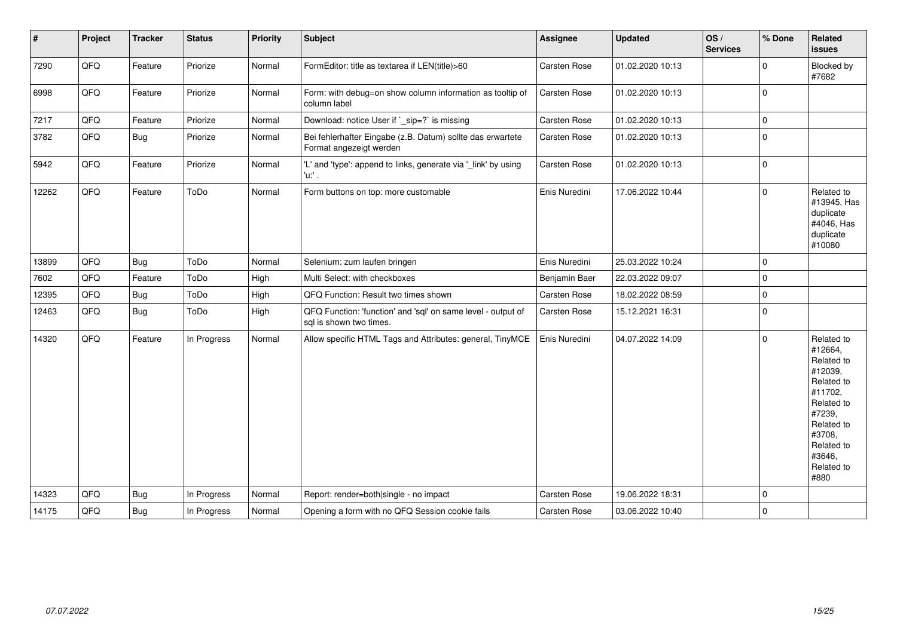| # | Project | Tracker | Status | Priority | Subject | Assignee | Updated | OS / Services | % Done | Related issues |
|---|---|---|---|---|---|---|---|---|---|---|
| 7290 | QFQ | Feature | Priorize | Normal | FormEditor: title as textarea if LEN(title)>60 | Carsten Rose | 01.02.2020 10:13 | | 0 | Blocked by #7682 |
| 6998 | QFQ | Feature | Priorize | Normal | Form: with debug=on show column information as tooltip of column label | Carsten Rose | 01.02.2020 10:13 | | 0 | |
| 7217 | QFQ | Feature | Priorize | Normal | Download: notice User if `_sip=?` is missing | Carsten Rose | 01.02.2020 10:13 | | 0 | |
| 3782 | QFQ | Bug | Priorize | Normal | Bei fehlerhafter Eingabe (z.B. Datum) sollte das erwartete Format angezeigt werden | Carsten Rose | 01.02.2020 10:13 | | 0 | |
| 5942 | QFQ | Feature | Priorize | Normal | 'L' and 'type': append to links, generate via '_link' by using 'u:' . | Carsten Rose | 01.02.2020 10:13 | | 0 | |
| 12262 | QFQ | Feature | ToDo | Normal | Form buttons on top: more customable | Enis Nuredini | 17.06.2022 10:44 | | 0 | Related to #13945, Has duplicate #4046, Has duplicate #10080 |
| 13899 | QFQ | Bug | ToDo | Normal | Selenium: zum laufen bringen | Enis Nuredini | 25.03.2022 10:24 | | 0 | |
| 7602 | QFQ | Feature | ToDo | High | Multi Select: with checkboxes | Benjamin Baer | 22.03.2022 09:07 | | 0 | |
| 12395 | QFQ | Bug | ToDo | High | QFQ Function: Result two times shown | Carsten Rose | 18.02.2022 08:59 | | 0 | |
| 12463 | QFQ | Bug | ToDo | High | QFQ Function: 'function' and 'sql' on same level - output of sql is shown two times. | Carsten Rose | 15.12.2021 16:31 | | 0 | |
| 14320 | QFQ | Feature | In Progress | Normal | Allow specific HTML Tags and Attributes: general, TinyMCE | Enis Nuredini | 04.07.2022 14:09 | | 0 | Related to #12664, Related to #12039, Related to #11702, Related to #7239, Related to #3708, Related to #3646, Related to #880 |
| 14323 | QFQ | Bug | In Progress | Normal | Report: render=both\|single - no impact | Carsten Rose | 19.06.2022 18:31 | | 0 | |
| 14175 | QFQ | Bug | In Progress | Normal | Opening a form with no QFQ Session cookie fails | Carsten Rose | 03.06.2022 10:40 | | 0 | |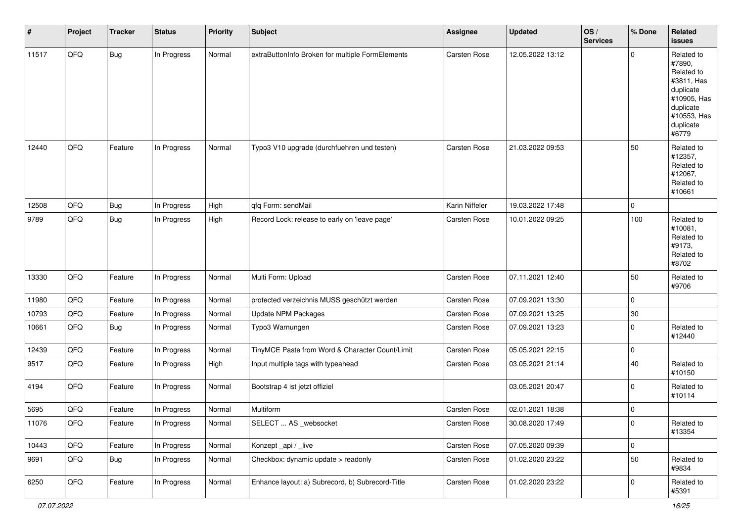| # | Project | Tracker | Status | Priority | Subject | Assignee | Updated | OS / Services | % Done | Related issues |
|---|---|---|---|---|---|---|---|---|---|---|
| 11517 | QFQ | Bug | In Progress | Normal | extraButtonInfo Broken for multiple FormElements | Carsten Rose | 12.05.2022 13:12 | | 0 | Related to #7890, Related to #3811, Has duplicate #10905, Has duplicate #10553, Has duplicate #6779 |
| 12440 | QFQ | Feature | In Progress | Normal | Typo3 V10 upgrade (durchfuehren und testen) | Carsten Rose | 21.03.2022 09:53 | | 50 | Related to #12357, Related to #12067, Related to #10661 |
| 12508 | QFQ | Bug | In Progress | High | qfq Form: sendMail | Karin Niffeler | 19.03.2022 17:48 | | 0 | |
| 9789 | QFQ | Bug | In Progress | High | Record Lock: release to early on 'leave page' | Carsten Rose | 10.01.2022 09:25 | | 100 | Related to #10081, Related to #9173, Related to #8702 |
| 13330 | QFQ | Feature | In Progress | Normal | Multi Form: Upload | Carsten Rose | 07.11.2021 12:40 | | 50 | Related to #9706 |
| 11980 | QFQ | Feature | In Progress | Normal | protected verzeichnis MUSS geschützt werden | Carsten Rose | 07.09.2021 13:30 | | 0 | |
| 10793 | QFQ | Feature | In Progress | Normal | Update NPM Packages | Carsten Rose | 07.09.2021 13:25 | | 30 | |
| 10661 | QFQ | Bug | In Progress | Normal | Typo3 Warnungen | Carsten Rose | 07.09.2021 13:23 | | 0 | Related to #12440 |
| 12439 | QFQ | Feature | In Progress | Normal | TinyMCE Paste from Word & Character Count/Limit | Carsten Rose | 05.05.2021 22:15 | | 0 | |
| 9517 | QFQ | Feature | In Progress | High | Input multiple tags with typeahead | Carsten Rose | 03.05.2021 21:14 | | 40 | Related to #10150 |
| 4194 | QFQ | Feature | In Progress | Normal | Bootstrap 4 ist jetzt offiziel | | 03.05.2021 20:47 | | 0 | Related to #10114 |
| 5695 | QFQ | Feature | In Progress | Normal | Multiform | Carsten Rose | 02.01.2021 18:38 | | 0 | |
| 11076 | QFQ | Feature | In Progress | Normal | SELECT ... AS _websocket | Carsten Rose | 30.08.2020 17:49 | | 0 | Related to #13354 |
| 10443 | QFQ | Feature | In Progress | Normal | Konzept _api / _live | Carsten Rose | 07.05.2020 09:39 | | 0 | |
| 9691 | QFQ | Bug | In Progress | Normal | Checkbox: dynamic update > readonly | Carsten Rose | 01.02.2020 23:22 | | 50 | Related to #9834 |
| 6250 | QFQ | Feature | In Progress | Normal | Enhance layout: a) Subrecord, b) Subrecord-Title | Carsten Rose | 01.02.2020 23:22 | | 0 | Related to #5391 |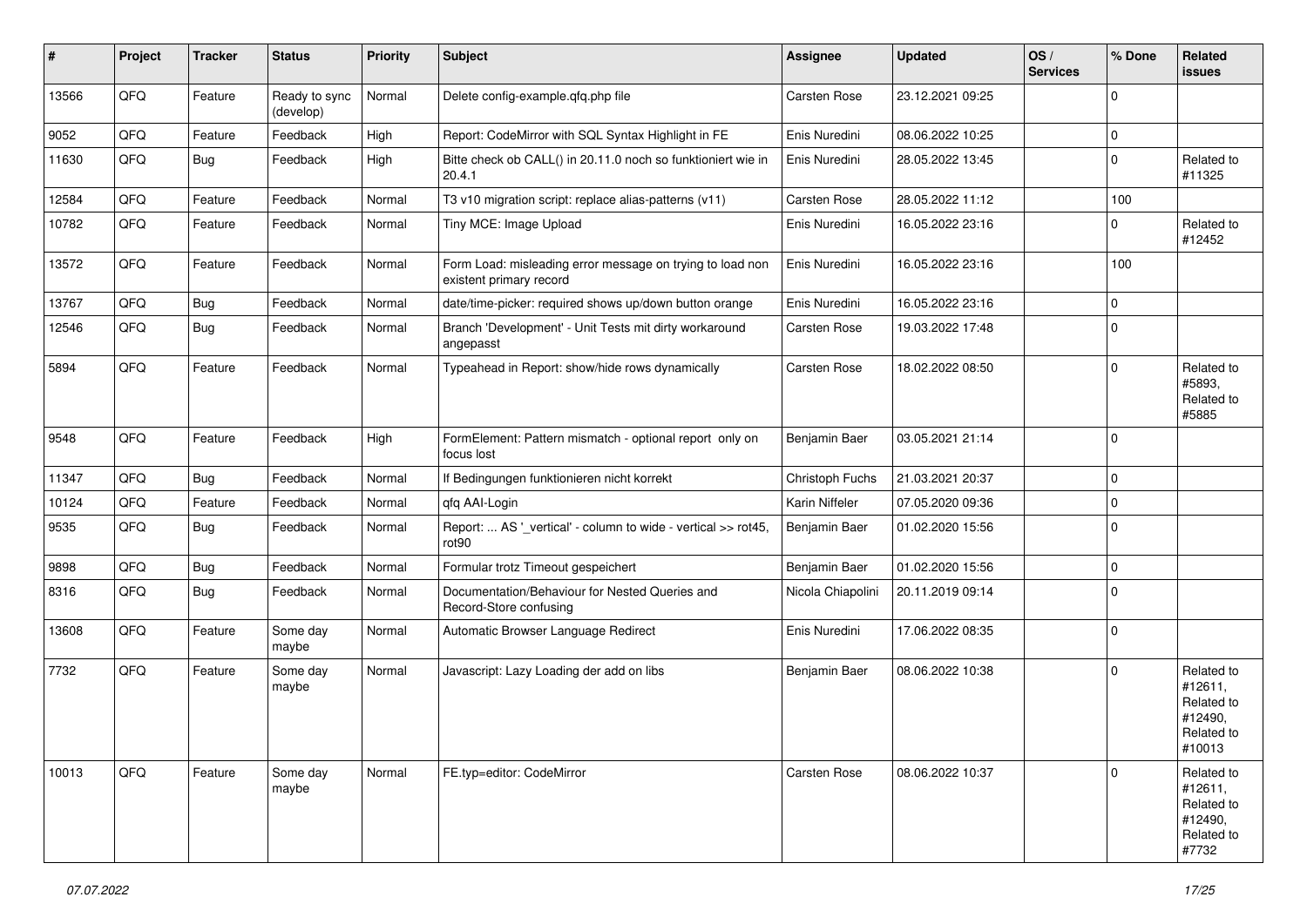| # | Project | Tracker | Status | Priority | Subject | Assignee | Updated | OS / Services | % Done | Related issues |
|---|---|---|---|---|---|---|---|---|---|---|
| 13566 | QFQ | Feature | Ready to sync (develop) | Normal | Delete config-example.qfq.php file | Carsten Rose | 23.12.2021 09:25 | | 0 | |
| 9052 | QFQ | Feature | Feedback | High | Report: CodeMirror with SQL Syntax Highlight in FE | Enis Nuredini | 08.06.2022 10:25 | | 0 | |
| 11630 | QFQ | Bug | Feedback | High | Bitte check ob CALL() in 20.11.0 noch so funktioniert wie in 20.4.1 | Enis Nuredini | 28.05.2022 13:45 | | 0 | Related to #11325 |
| 12584 | QFQ | Feature | Feedback | Normal | T3 v10 migration script: replace alias-patterns (v11) | Carsten Rose | 28.05.2022 11:12 | | 100 | |
| 10782 | QFQ | Feature | Feedback | Normal | Tiny MCE: Image Upload | Enis Nuredini | 16.05.2022 23:16 | | 0 | Related to #12452 |
| 13572 | QFQ | Feature | Feedback | Normal | Form Load: misleading error message on trying to load non existent primary record | Enis Nuredini | 16.05.2022 23:16 | | 100 | |
| 13767 | QFQ | Bug | Feedback | Normal | date/time-picker: required shows up/down button orange | Enis Nuredini | 16.05.2022 23:16 | | 0 | |
| 12546 | QFQ | Bug | Feedback | Normal | Branch 'Development' - Unit Tests mit dirty workaround angepasst | Carsten Rose | 19.03.2022 17:48 | | 0 | |
| 5894 | QFQ | Feature | Feedback | Normal | Typeahead in Report: show/hide rows dynamically | Carsten Rose | 18.02.2022 08:50 | | 0 | Related to #5893, Related to #5885 |
| 9548 | QFQ | Feature | Feedback | High | FormElement: Pattern mismatch - optional report only on focus lost | Benjamin Baer | 03.05.2021 21:14 | | 0 | |
| 11347 | QFQ | Bug | Feedback | Normal | If Bedingungen funktionieren nicht korrekt | Christoph Fuchs | 21.03.2021 20:37 | | 0 | |
| 10124 | QFQ | Feature | Feedback | Normal | qfq AAI-Login | Karin Niffeler | 07.05.2020 09:36 | | 0 | |
| 9535 | QFQ | Bug | Feedback | Normal | Report: ... AS '_vertical' - column to wide - vertical >> rot45, rot90 | Benjamin Baer | 01.02.2020 15:56 | | 0 | |
| 9898 | QFQ | Bug | Feedback | Normal | Formular trotz Timeout gespeichert | Benjamin Baer | 01.02.2020 15:56 | | 0 | |
| 8316 | QFQ | Bug | Feedback | Normal | Documentation/Behaviour for Nested Queries and Record-Store confusing | Nicola Chiapolini | 20.11.2019 09:14 | | 0 | |
| 13608 | QFQ | Feature | Some day maybe | Normal | Automatic Browser Language Redirect | Enis Nuredini | 17.06.2022 08:35 | | 0 | |
| 7732 | QFQ | Feature | Some day maybe | Normal | Javascript: Lazy Loading der add on libs | Benjamin Baer | 08.06.2022 10:38 | | 0 | Related to #12611, Related to #12490, Related to #10013 |
| 10013 | QFQ | Feature | Some day maybe | Normal | FE.typ=editor: CodeMirror | Carsten Rose | 08.06.2022 10:37 | | 0 | Related to #12611, Related to #12490, Related to #7732 |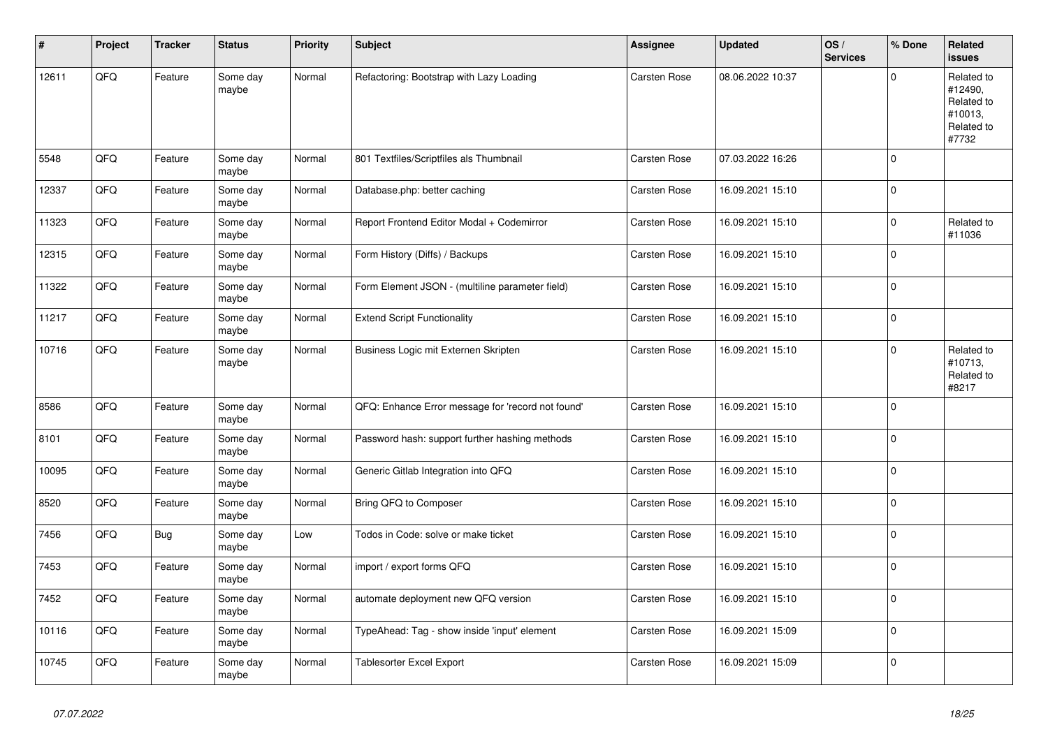| # | Project | Tracker | Status | Priority | Subject | Assignee | Updated | OS / Services | % Done | Related issues |
|---|---|---|---|---|---|---|---|---|---|---|
| 12611 | QFQ | Feature | Some day maybe | Normal | Refactoring: Bootstrap with Lazy Loading | Carsten Rose | 08.06.2022 10:37 | | 0 | Related to #12490, Related to #10013, Related to #7732 |
| 5548 | QFQ | Feature | Some day maybe | Normal | 801 Textfiles/Scriptfiles als Thumbnail | Carsten Rose | 07.03.2022 16:26 | | 0 | |
| 12337 | QFQ | Feature | Some day maybe | Normal | Database.php: better caching | Carsten Rose | 16.09.2021 15:10 | | 0 | |
| 11323 | QFQ | Feature | Some day maybe | Normal | Report Frontend Editor Modal + Codemirror | Carsten Rose | 16.09.2021 15:10 | | 0 | Related to #11036 |
| 12315 | QFQ | Feature | Some day maybe | Normal | Form History (Diffs) / Backups | Carsten Rose | 16.09.2021 15:10 | | 0 | |
| 11322 | QFQ | Feature | Some day maybe | Normal | Form Element JSON - (multiline parameter field) | Carsten Rose | 16.09.2021 15:10 | | 0 | |
| 11217 | QFQ | Feature | Some day maybe | Normal | Extend Script Functionality | Carsten Rose | 16.09.2021 15:10 | | 0 | |
| 10716 | QFQ | Feature | Some day maybe | Normal | Business Logic mit Externen Skripten | Carsten Rose | 16.09.2021 15:10 | | 0 | Related to #10713, Related to #8217 |
| 8586 | QFQ | Feature | Some day maybe | Normal | QFQ: Enhance Error message for 'record not found' | Carsten Rose | 16.09.2021 15:10 | | 0 | |
| 8101 | QFQ | Feature | Some day maybe | Normal | Password hash: support further hashing methods | Carsten Rose | 16.09.2021 15:10 | | 0 | |
| 10095 | QFQ | Feature | Some day maybe | Normal | Generic Gitlab Integration into QFQ | Carsten Rose | 16.09.2021 15:10 | | 0 | |
| 8520 | QFQ | Feature | Some day maybe | Normal | Bring QFQ to Composer | Carsten Rose | 16.09.2021 15:10 | | 0 | |
| 7456 | QFQ | Bug | Some day maybe | Low | Todos in Code: solve or make ticket | Carsten Rose | 16.09.2021 15:10 | | 0 | |
| 7453 | QFQ | Feature | Some day maybe | Normal | import / export forms QFQ | Carsten Rose | 16.09.2021 15:10 | | 0 | |
| 7452 | QFQ | Feature | Some day maybe | Normal | automate deployment new QFQ version | Carsten Rose | 16.09.2021 15:10 | | 0 | |
| 10116 | QFQ | Feature | Some day maybe | Normal | TypeAhead: Tag - show inside 'input' element | Carsten Rose | 16.09.2021 15:09 | | 0 | |
| 10745 | QFQ | Feature | Some day maybe | Normal | Tablesorter Excel Export | Carsten Rose | 16.09.2021 15:09 | | 0 | |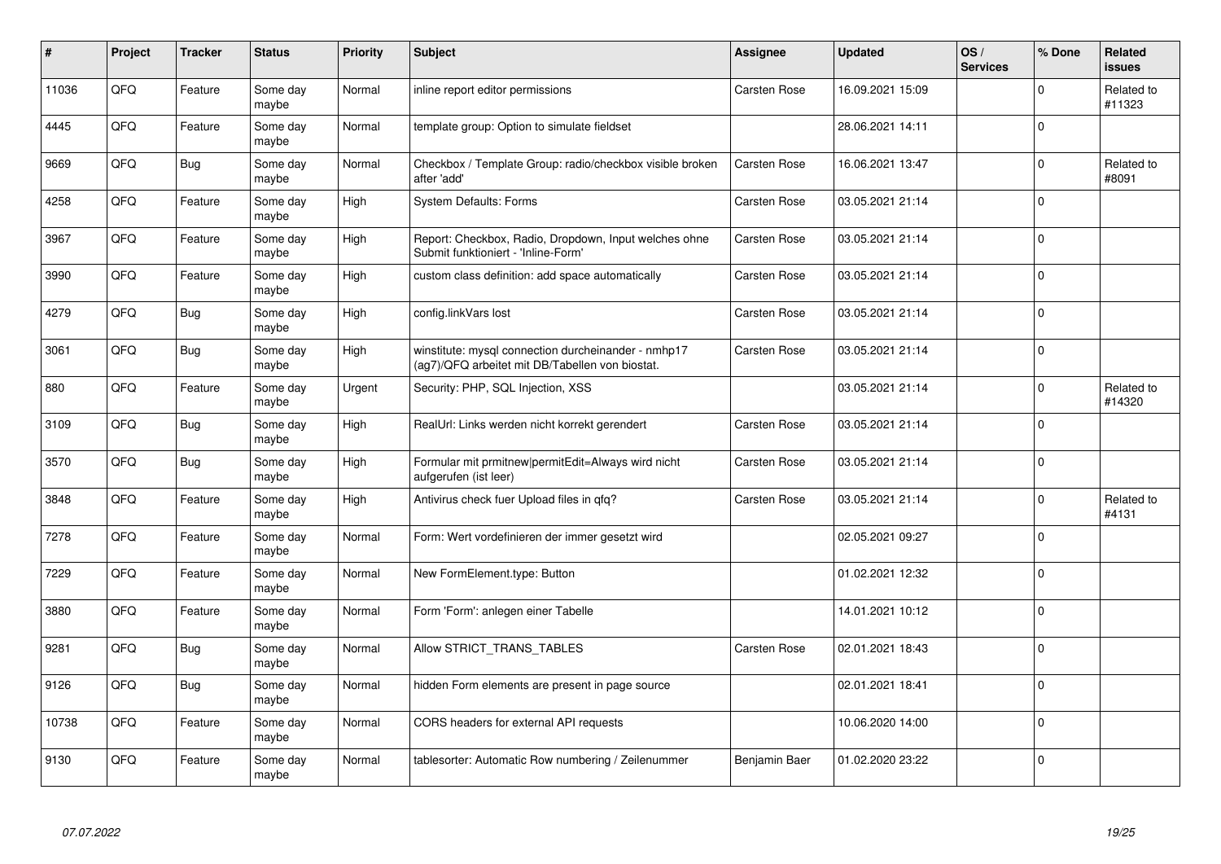| # | Project | Tracker | Status | Priority | Subject | Assignee | Updated | OS / Services | % Done | Related issues |
|---|---|---|---|---|---|---|---|---|---|---|
| 11036 | QFQ | Feature | Some day maybe | Normal | inline report editor permissions | Carsten Rose | 16.09.2021 15:09 | | 0 | Related to #11323 |
| 4445 | QFQ | Feature | Some day maybe | Normal | template group: Option to simulate fieldset | | 28.06.2021 14:11 | | 0 | |
| 9669 | QFQ | Bug | Some day maybe | Normal | Checkbox / Template Group: radio/checkbox visible broken after 'add' | Carsten Rose | 16.06.2021 13:47 | | 0 | Related to #8091 |
| 4258 | QFQ | Feature | Some day maybe | High | System Defaults: Forms | Carsten Rose | 03.05.2021 21:14 | | 0 | |
| 3967 | QFQ | Feature | Some day maybe | High | Report: Checkbox, Radio, Dropdown, Input welches ohne Submit funktioniert - 'Inline-Form' | Carsten Rose | 03.05.2021 21:14 | | 0 | |
| 3990 | QFQ | Feature | Some day maybe | High | custom class definition: add space automatically | Carsten Rose | 03.05.2021 21:14 | | 0 | |
| 4279 | QFQ | Bug | Some day maybe | High | config.linkVars lost | Carsten Rose | 03.05.2021 21:14 | | 0 | |
| 3061 | QFQ | Bug | Some day maybe | High | winstitute: mysql connection durcheinander - nmhp17 (ag7)/QFQ arbeitet mit DB/Tabellen von biostat. | Carsten Rose | 03.05.2021 21:14 | | 0 | |
| 880 | QFQ | Feature | Some day maybe | Urgent | Security: PHP, SQL Injection, XSS | | 03.05.2021 21:14 | | 0 | Related to #14320 |
| 3109 | QFQ | Bug | Some day maybe | High | RealUrl: Links werden nicht korrekt gerendert | Carsten Rose | 03.05.2021 21:14 | | 0 | |
| 3570 | QFQ | Bug | Some day maybe | High | Formular mit prmitnew\|permitEdit=Always wird nicht aufgerufen (ist leer) | Carsten Rose | 03.05.2021 21:14 | | 0 | |
| 3848 | QFQ | Feature | Some day maybe | High | Antivirus check fuer Upload files in qfq? | Carsten Rose | 03.05.2021 21:14 | | 0 | Related to #4131 |
| 7278 | QFQ | Feature | Some day maybe | Normal | Form: Wert vordefinieren der immer gesetzt wird | | 02.05.2021 09:27 | | 0 | |
| 7229 | QFQ | Feature | Some day maybe | Normal | New FormElement.type: Button | | 01.02.2021 12:32 | | 0 | |
| 3880 | QFQ | Feature | Some day maybe | Normal | Form 'Form': anlegen einer Tabelle | | 14.01.2021 10:12 | | 0 | |
| 9281 | QFQ | Bug | Some day maybe | Normal | Allow STRICT_TRANS_TABLES | Carsten Rose | 02.01.2021 18:43 | | 0 | |
| 9126 | QFQ | Bug | Some day maybe | Normal | hidden Form elements are present in page source | | 02.01.2021 18:41 | | 0 | |
| 10738 | QFQ | Feature | Some day maybe | Normal | CORS headers for external API requests | | 10.06.2020 14:00 | | 0 | |
| 9130 | QFQ | Feature | Some day maybe | Normal | tablesorter: Automatic Row numbering / Zeilenummer | Benjamin Baer | 01.02.2020 23:22 | | 0 | |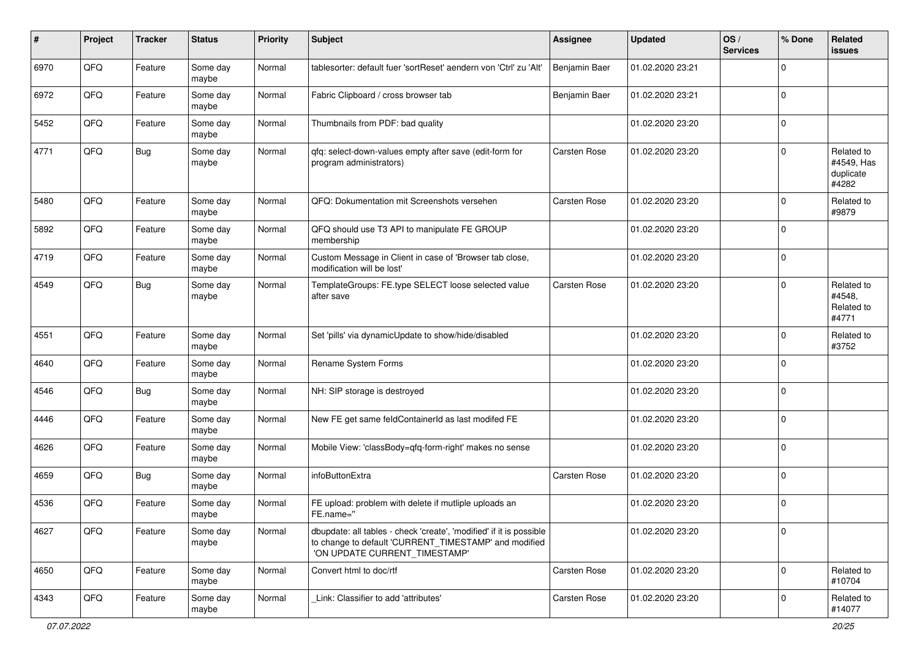| # | Project | Tracker | Status | Priority | Subject | Assignee | Updated | OS / Services | % Done | Related issues |
|---|---|---|---|---|---|---|---|---|---|---|
| 6970 | QFQ | Feature | Some day maybe | Normal | tablesorter: default fuer 'sortReset' aendern von 'Ctrl' zu 'Alt' | Benjamin Baer | 01.02.2020 23:21 | | 0 | |
| 6972 | QFQ | Feature | Some day maybe | Normal | Fabric Clipboard / cross browser tab | Benjamin Baer | 01.02.2020 23:21 | | 0 | |
| 5452 | QFQ | Feature | Some day maybe | Normal | Thumbnails from PDF: bad quality | | 01.02.2020 23:20 | | 0 | |
| 4771 | QFQ | Bug | Some day maybe | Normal | qfq: select-down-values empty after save (edit-form for program administrators) | Carsten Rose | 01.02.2020 23:20 | | 0 | Related to #4549, Has duplicate #4282 |
| 5480 | QFQ | Feature | Some day maybe | Normal | QFQ: Dokumentation mit Screenshots versehen | Carsten Rose | 01.02.2020 23:20 | | 0 | Related to #9879 |
| 5892 | QFQ | Feature | Some day maybe | Normal | QFQ should use T3 API to manipulate FE GROUP membership | | 01.02.2020 23:20 | | 0 | |
| 4719 | QFQ | Feature | Some day maybe | Normal | Custom Message in Client in case of 'Browser tab close, modification will be lost' | | 01.02.2020 23:20 | | 0 | |
| 4549 | QFQ | Bug | Some day maybe | Normal | TemplateGroups: FE.type SELECT loose selected value after save | Carsten Rose | 01.02.2020 23:20 | | 0 | Related to #4548, Related to #4771 |
| 4551 | QFQ | Feature | Some day maybe | Normal | Set 'pills' via dynamicUpdate to show/hide/disabled | | 01.02.2020 23:20 | | 0 | Related to #3752 |
| 4640 | QFQ | Feature | Some day maybe | Normal | Rename System Forms | | 01.02.2020 23:20 | | 0 | |
| 4546 | QFQ | Bug | Some day maybe | Normal | NH: SIP storage is destroyed | | 01.02.2020 23:20 | | 0 | |
| 4446 | QFQ | Feature | Some day maybe | Normal | New FE get same feldContainerId as last modifed FE | | 01.02.2020 23:20 | | 0 | |
| 4626 | QFQ | Feature | Some day maybe | Normal | Mobile View: 'classBody=qfq-form-right' makes no sense | | 01.02.2020 23:20 | | 0 | |
| 4659 | QFQ | Bug | Some day maybe | Normal | infoButtonExtra | Carsten Rose | 01.02.2020 23:20 | | 0 | |
| 4536 | QFQ | Feature | Some day maybe | Normal | FE upload: problem with delete if mutliple uploads an FE.name='' | | 01.02.2020 23:20 | | 0 | |
| 4627 | QFQ | Feature | Some day maybe | Normal | dbupdate: all tables - check 'create', 'modified' if it is possible to change to default 'CURRENT_TIMESTAMP' and modified 'ON UPDATE CURRENT_TIMESTAMP' | | 01.02.2020 23:20 | | 0 | |
| 4650 | QFQ | Feature | Some day maybe | Normal | Convert html to doc/rtf | Carsten Rose | 01.02.2020 23:20 | | 0 | Related to #10704 |
| 4343 | QFQ | Feature | Some day maybe | Normal | _Link: Classifier to add 'attributes' | Carsten Rose | 01.02.2020 23:20 | | 0 | Related to #14077 |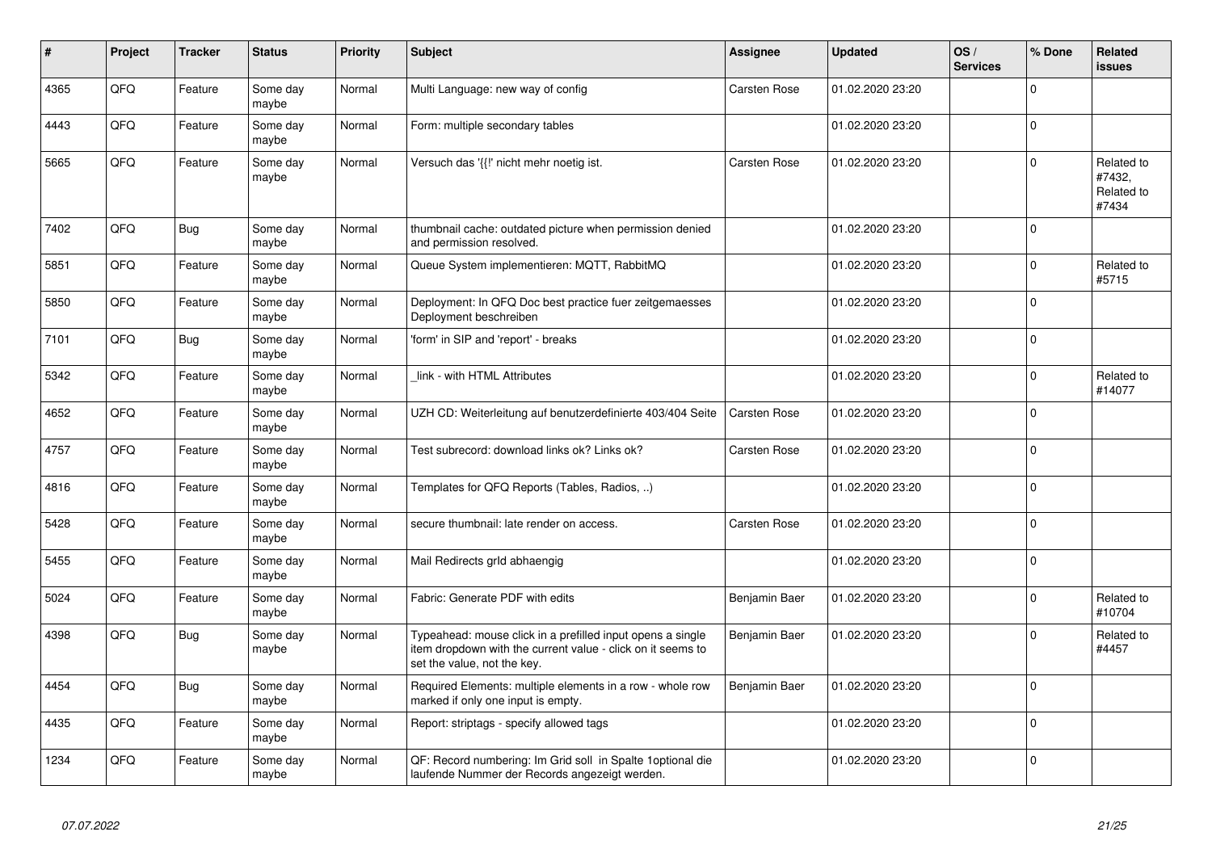| # | Project | Tracker | Status | Priority | Subject | Assignee | Updated | OS / Services | % Done | Related issues |
|---|---|---|---|---|---|---|---|---|---|---|
| 4365 | QFQ | Feature | Some day maybe | Normal | Multi Language: new way of config | Carsten Rose | 01.02.2020 23:20 | | 0 | |
| 4443 | QFQ | Feature | Some day maybe | Normal | Form: multiple secondary tables | | 01.02.2020 23:20 | | 0 | |
| 5665 | QFQ | Feature | Some day maybe | Normal | Versuch das '{{!' nicht mehr noetig ist. | Carsten Rose | 01.02.2020 23:20 | | 0 | Related to #7432, Related to #7434 |
| 7402 | QFQ | Bug | Some day maybe | Normal | thumbnail cache: outdated picture when permission denied and permission resolved. | | 01.02.2020 23:20 | | 0 | |
| 5851 | QFQ | Feature | Some day maybe | Normal | Queue System implementieren: MQTT, RabbitMQ | | 01.02.2020 23:20 | | 0 | Related to #5715 |
| 5850 | QFQ | Feature | Some day maybe | Normal | Deployment: In QFQ Doc best practice fuer zeitgemaesses Deployment beschreiben | | 01.02.2020 23:20 | | 0 | |
| 7101 | QFQ | Bug | Some day maybe | Normal | 'form' in SIP and 'report' - breaks | | 01.02.2020 23:20 | | 0 | |
| 5342 | QFQ | Feature | Some day maybe | Normal | _link - with HTML Attributes | | 01.02.2020 23:20 | | 0 | Related to #14077 |
| 4652 | QFQ | Feature | Some day maybe | Normal | UZH CD: Weiterleitung auf benutzerdefinierte 403/404 Seite | Carsten Rose | 01.02.2020 23:20 | | 0 | |
| 4757 | QFQ | Feature | Some day maybe | Normal | Test subrecord: download links ok? Links ok? | Carsten Rose | 01.02.2020 23:20 | | 0 | |
| 4816 | QFQ | Feature | Some day maybe | Normal | Templates for QFQ Reports (Tables, Radios, ..) | | 01.02.2020 23:20 | | 0 | |
| 5428 | QFQ | Feature | Some day maybe | Normal | secure thumbnail: late render on access. | Carsten Rose | 01.02.2020 23:20 | | 0 | |
| 5455 | QFQ | Feature | Some day maybe | Normal | Mail Redirects grId abhaengig | | 01.02.2020 23:20 | | 0 | |
| 5024 | QFQ | Feature | Some day maybe | Normal | Fabric: Generate PDF with edits | Benjamin Baer | 01.02.2020 23:20 | | 0 | Related to #10704 |
| 4398 | QFQ | Bug | Some day maybe | Normal | Typeahead: mouse click in a prefilled input opens a single item dropdown with the current value - click on it seems to set the value, not the key. | Benjamin Baer | 01.02.2020 23:20 | | 0 | Related to #4457 |
| 4454 | QFQ | Bug | Some day maybe | Normal | Required Elements: multiple elements in a row - whole row marked if only one input is empty. | Benjamin Baer | 01.02.2020 23:20 | | 0 | |
| 4435 | QFQ | Feature | Some day maybe | Normal | Report: striptags - specify allowed tags | | 01.02.2020 23:20 | | 0 | |
| 1234 | QFQ | Feature | Some day maybe | Normal | QF: Record numbering: Im Grid soll in Spalte 1optional die laufende Nummer der Records angezeigt werden. | | 01.02.2020 23:20 | | 0 | |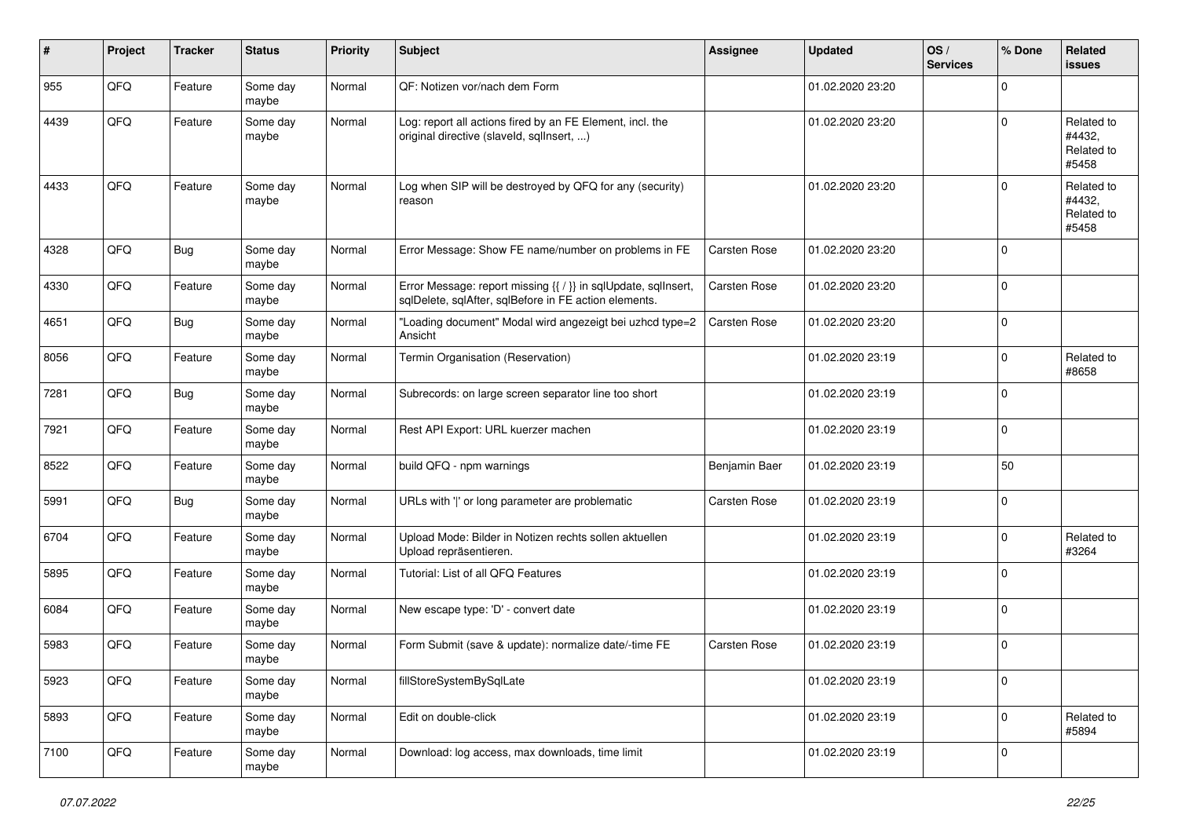| # | Project | Tracker | Status | Priority | Subject | Assignee | Updated | OS / Services | % Done | Related issues |
|---|---|---|---|---|---|---|---|---|---|---|
| 955 | QFQ | Feature | Some day maybe | Normal | QF: Notizen vor/nach dem Form | | 01.02.2020 23:20 | | 0 | |
| 4439 | QFQ | Feature | Some day maybe | Normal | Log: report all actions fired by an FE Element, incl. the original directive (slaveId, sqlInsert, ...) | | 01.02.2020 23:20 | | 0 | Related to #4432, Related to #5458 |
| 4433 | QFQ | Feature | Some day maybe | Normal | Log when SIP will be destroyed by QFQ for any (security) reason | | 01.02.2020 23:20 | | 0 | Related to #4432, Related to #5458 |
| 4328 | QFQ | Bug | Some day maybe | Normal | Error Message: Show FE name/number on problems in FE | Carsten Rose | 01.02.2020 23:20 | | 0 | |
| 4330 | QFQ | Feature | Some day maybe | Normal | Error Message: report missing {{ / }} in sqlUpdate, sqlInsert, sqlDelete, sqlAfter, sqlBefore in FE action elements. | Carsten Rose | 01.02.2020 23:20 | | 0 | |
| 4651 | QFQ | Bug | Some day maybe | Normal | "Loading document" Modal wird angezeigt bei uzhcd type=2 Ansicht | Carsten Rose | 01.02.2020 23:20 | | 0 | |
| 8056 | QFQ | Feature | Some day maybe | Normal | Termin Organisation (Reservation) | | 01.02.2020 23:19 | | 0 | Related to #8658 |
| 7281 | QFQ | Bug | Some day maybe | Normal | Subrecords: on large screen separator line too short | | 01.02.2020 23:19 | | 0 | |
| 7921 | QFQ | Feature | Some day maybe | Normal | Rest API Export: URL kuerzer machen | | 01.02.2020 23:19 | | 0 | |
| 8522 | QFQ | Feature | Some day maybe | Normal | build QFQ - npm warnings | Benjamin Baer | 01.02.2020 23:19 | | 50 | |
| 5991 | QFQ | Bug | Some day maybe | Normal | URLs with '\|' or long parameter are problematic | Carsten Rose | 01.02.2020 23:19 | | 0 | |
| 6704 | QFQ | Feature | Some day maybe | Normal | Upload Mode: Bilder in Notizen rechts sollen aktuellen Upload repräsentieren. | | 01.02.2020 23:19 | | 0 | Related to #3264 |
| 5895 | QFQ | Feature | Some day maybe | Normal | Tutorial: List of all QFQ Features | | 01.02.2020 23:19 | | 0 | |
| 6084 | QFQ | Feature | Some day maybe | Normal | New escape type: 'D' - convert date | | 01.02.2020 23:19 | | 0 | |
| 5983 | QFQ | Feature | Some day maybe | Normal | Form Submit (save & update): normalize date/-time FE | Carsten Rose | 01.02.2020 23:19 | | 0 | |
| 5923 | QFQ | Feature | Some day maybe | Normal | fillStoreSystemBySqlLate | | 01.02.2020 23:19 | | 0 | |
| 5893 | QFQ | Feature | Some day maybe | Normal | Edit on double-click | | 01.02.2020 23:19 | | 0 | Related to #5894 |
| 7100 | QFQ | Feature | Some day maybe | Normal | Download: log access, max downloads, time limit | | 01.02.2020 23:19 | | 0 | |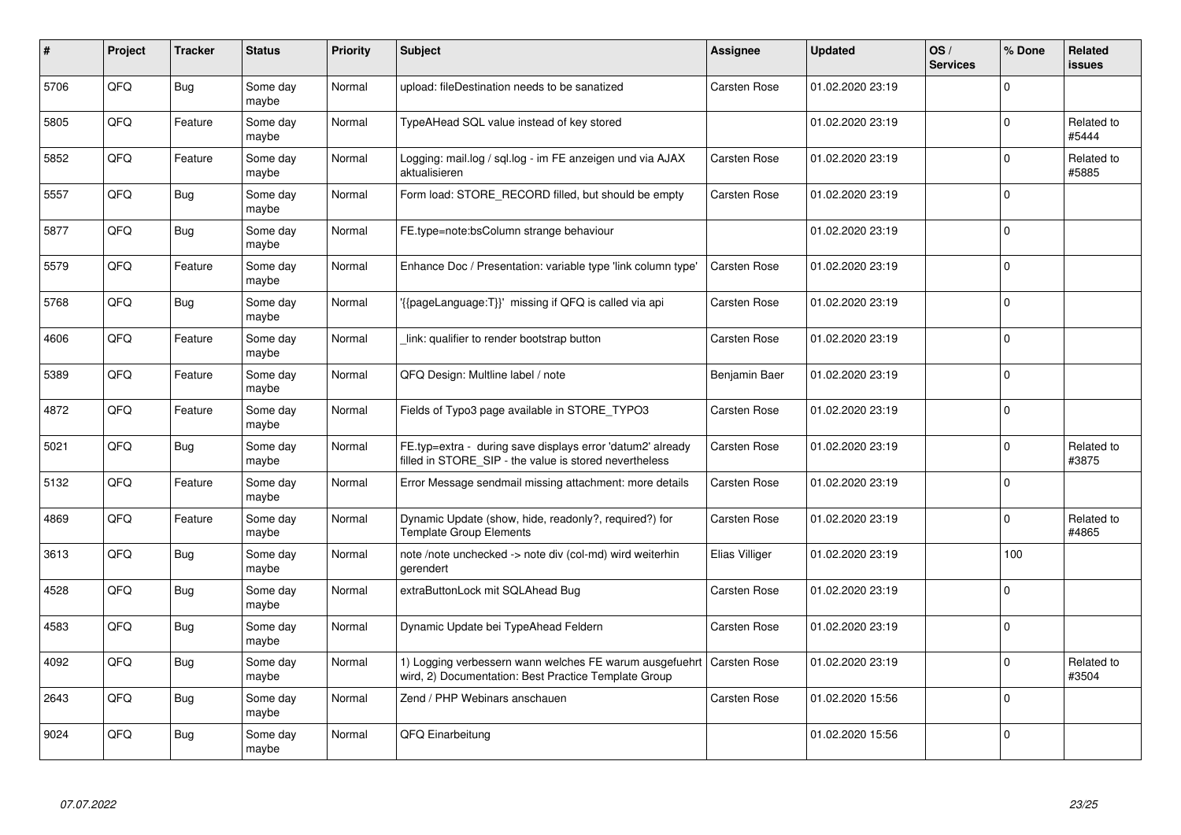| # | Project | Tracker | Status | Priority | Subject | Assignee | Updated | OS / Services | % Done | Related issues |
|---|---|---|---|---|---|---|---|---|---|---|
| 5706 | QFQ | Bug | Some day maybe | Normal | upload: fileDestination needs to be sanatized | Carsten Rose | 01.02.2020 23:19 | | 0 | |
| 5805 | QFQ | Feature | Some day maybe | Normal | TypeAHead SQL value instead of key stored | | 01.02.2020 23:19 | | 0 | Related to #5444 |
| 5852 | QFQ | Feature | Some day maybe | Normal | Logging: mail.log / sql.log - im FE anzeigen und via AJAX aktualisieren | Carsten Rose | 01.02.2020 23:19 | | 0 | Related to #5885 |
| 5557 | QFQ | Bug | Some day maybe | Normal | Form load: STORE_RECORD filled, but should be empty | Carsten Rose | 01.02.2020 23:19 | | 0 | |
| 5877 | QFQ | Bug | Some day maybe | Normal | FE.type=note:bsColumn strange behaviour | | 01.02.2020 23:19 | | 0 | |
| 5579 | QFQ | Feature | Some day maybe | Normal | Enhance Doc / Presentation: variable type 'link column type' | Carsten Rose | 01.02.2020 23:19 | | 0 | |
| 5768 | QFQ | Bug | Some day maybe | Normal | '{{pageLanguage:T}}' missing if QFQ is called via api | Carsten Rose | 01.02.2020 23:19 | | 0 | |
| 4606 | QFQ | Feature | Some day maybe | Normal | _link: qualifier to render bootstrap button | Carsten Rose | 01.02.2020 23:19 | | 0 | |
| 5389 | QFQ | Feature | Some day maybe | Normal | QFQ Design: Multline label / note | Benjamin Baer | 01.02.2020 23:19 | | 0 | |
| 4872 | QFQ | Feature | Some day maybe | Normal | Fields of Typo3 page available in STORE_TYPO3 | Carsten Rose | 01.02.2020 23:19 | | 0 | |
| 5021 | QFQ | Bug | Some day maybe | Normal | FE.typ=extra - during save displays error 'datum2' already filled in STORE_SIP - the value is stored nevertheless | Carsten Rose | 01.02.2020 23:19 | | 0 | Related to #3875 |
| 5132 | QFQ | Feature | Some day maybe | Normal | Error Message sendmail missing attachment: more details | Carsten Rose | 01.02.2020 23:19 | | 0 | |
| 4869 | QFQ | Feature | Some day maybe | Normal | Dynamic Update (show, hide, readonly?, required?) for Template Group Elements | Carsten Rose | 01.02.2020 23:19 | | 0 | Related to #4865 |
| 3613 | QFQ | Bug | Some day maybe | Normal | note /note unchecked -> note div (col-md) wird weiterhin gerendert | Elias Villiger | 01.02.2020 23:19 | | 100 | |
| 4528 | QFQ | Bug | Some day maybe | Normal | extraButtonLock mit SQLAhead Bug | Carsten Rose | 01.02.2020 23:19 | | 0 | |
| 4583 | QFQ | Bug | Some day maybe | Normal | Dynamic Update bei TypeAhead Feldern | Carsten Rose | 01.02.2020 23:19 | | 0 | |
| 4092 | QFQ | Bug | Some day maybe | Normal | 1) Logging verbessern wann welches FE warum ausgefuehrt wird, 2) Documentation: Best Practice Template Group | Carsten Rose | 01.02.2020 23:19 | | 0 | Related to #3504 |
| 2643 | QFQ | Bug | Some day maybe | Normal | Zend / PHP Webinars anschauen | Carsten Rose | 01.02.2020 15:56 | | 0 | |
| 9024 | QFQ | Bug | Some day maybe | Normal | QFQ Einarbeitung | | 01.02.2020 15:56 | | 0 | |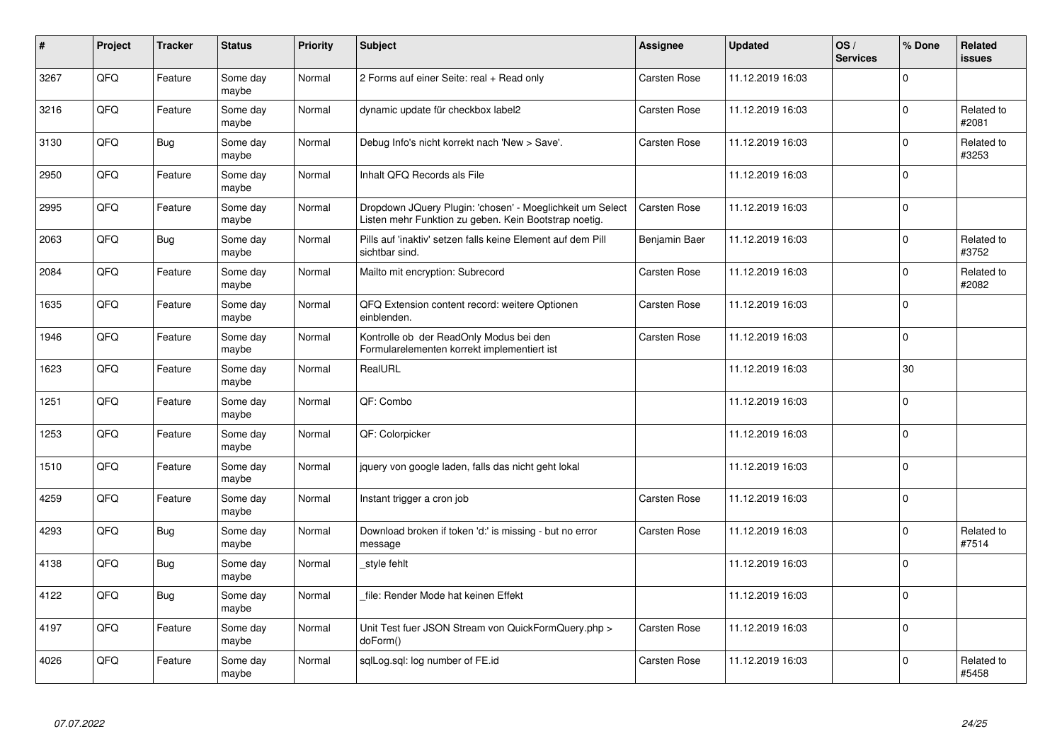| # | Project | Tracker | Status | Priority | Subject | Assignee | Updated | OS / Services | % Done | Related issues |
|---|---|---|---|---|---|---|---|---|---|---|
| 3267 | QFQ | Feature | Some day maybe | Normal | 2 Forms auf einer Seite: real + Read only | Carsten Rose | 11.12.2019 16:03 | | 0 | |
| 3216 | QFQ | Feature | Some day maybe | Normal | dynamic update für checkbox label2 | Carsten Rose | 11.12.2019 16:03 | | 0 | Related to #2081 |
| 3130 | QFQ | Bug | Some day maybe | Normal | Debug Info's nicht korrekt nach 'New > Save'. | Carsten Rose | 11.12.2019 16:03 | | 0 | Related to #3253 |
| 2950 | QFQ | Feature | Some day maybe | Normal | Inhalt QFQ Records als File | | 11.12.2019 16:03 | | 0 | |
| 2995 | QFQ | Feature | Some day maybe | Normal | Dropdown JQuery Plugin: 'chosen' - Moeglichkeit um Select Listen mehr Funktion zu geben. Kein Bootstrap noetig. | Carsten Rose | 11.12.2019 16:03 | | 0 | |
| 2063 | QFQ | Bug | Some day maybe | Normal | Pills auf 'inaktiv' setzen falls keine Element auf dem Pill sichtbar sind. | Benjamin Baer | 11.12.2019 16:03 | | 0 | Related to #3752 |
| 2084 | QFQ | Feature | Some day maybe | Normal | Mailto mit encryption: Subrecord | Carsten Rose | 11.12.2019 16:03 | | 0 | Related to #2082 |
| 1635 | QFQ | Feature | Some day maybe | Normal | QFQ Extension content record: weitere Optionen einblenden. | Carsten Rose | 11.12.2019 16:03 | | 0 | |
| 1946 | QFQ | Feature | Some day maybe | Normal | Kontrolle ob der ReadOnly Modus bei den Formularelementen korrekt implementiert ist | Carsten Rose | 11.12.2019 16:03 | | 0 | |
| 1623 | QFQ | Feature | Some day maybe | Normal | RealURL | | 11.12.2019 16:03 | | 30 | |
| 1251 | QFQ | Feature | Some day maybe | Normal | QF: Combo | | 11.12.2019 16:03 | | 0 | |
| 1253 | QFQ | Feature | Some day maybe | Normal | QF: Colorpicker | | 11.12.2019 16:03 | | 0 | |
| 1510 | QFQ | Feature | Some day maybe | Normal | jquery von google laden, falls das nicht geht lokal | | 11.12.2019 16:03 | | 0 | |
| 4259 | QFQ | Feature | Some day maybe | Normal | Instant trigger a cron job | Carsten Rose | 11.12.2019 16:03 | | 0 | |
| 4293 | QFQ | Bug | Some day maybe | Normal | Download broken if token 'd:' is missing - but no error message | Carsten Rose | 11.12.2019 16:03 | | 0 | Related to #7514 |
| 4138 | QFQ | Bug | Some day maybe | Normal | _style fehlt | | 11.12.2019 16:03 | | 0 | |
| 4122 | QFQ | Bug | Some day maybe | Normal | _file: Render Mode hat keinen Effekt | | 11.12.2019 16:03 | | 0 | |
| 4197 | QFQ | Feature | Some day maybe | Normal | Unit Test fuer JSON Stream von QuickFormQuery.php > doForm() | Carsten Rose | 11.12.2019 16:03 | | 0 | |
| 4026 | QFQ | Feature | Some day maybe | Normal | sqlLog.sql: log number of FE.id | Carsten Rose | 11.12.2019 16:03 | | 0 | Related to #5458 |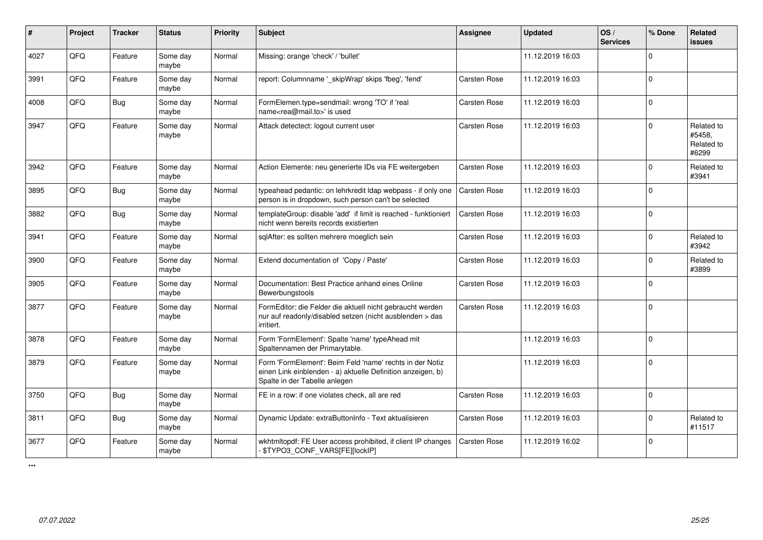| # | Project | Tracker | Status | Priority | Subject | Assignee | Updated | OS / Services | % Done | Related issues |
|---|---|---|---|---|---|---|---|---|---|---|
| 4027 | QFQ | Feature | Some day maybe | Normal | Missing: orange 'check' / 'bullet' | | 11.12.2019 16:03 | | 0 | |
| 3991 | QFQ | Feature | Some day maybe | Normal | report: Columnname '_skipWrap' skips 'fbeg', 'fend' | Carsten Rose | 11.12.2019 16:03 | | 0 | |
| 4008 | QFQ | Bug | Some day maybe | Normal | FormElemen.type=sendmail: wrong 'TO' if 'real name<rea@mail.to>' is used | Carsten Rose | 11.12.2019 16:03 | | 0 | |
| 3947 | QFQ | Feature | Some day maybe | Normal | Attack detectect: logout current user | Carsten Rose | 11.12.2019 16:03 | | 0 | Related to #5458, Related to #6299 |
| 3942 | QFQ | Feature | Some day maybe | Normal | Action Elemente: neu generierte IDs via FE weitergeben | Carsten Rose | 11.12.2019 16:03 | | 0 | Related to #3941 |
| 3895 | QFQ | Bug | Some day maybe | Normal | typeahead pedantic: on lehrkredit ldap webpass - if only one person is in dropdown, such person can't be selected | Carsten Rose | 11.12.2019 16:03 | | 0 | |
| 3882 | QFQ | Bug | Some day maybe | Normal | templateGroup: disable 'add' if limit is reached - funktioniert nicht wenn bereits records existierten | Carsten Rose | 11.12.2019 16:03 | | 0 | |
| 3941 | QFQ | Feature | Some day maybe | Normal | sqlAfter: es sollten mehrere moeglich sein | Carsten Rose | 11.12.2019 16:03 | | 0 | Related to #3942 |
| 3900 | QFQ | Feature | Some day maybe | Normal | Extend documentation of 'Copy / Paste' | Carsten Rose | 11.12.2019 16:03 | | 0 | Related to #3899 |
| 3905 | QFQ | Feature | Some day maybe | Normal | Documentation: Best Practice anhand eines Online Bewerbungstools | Carsten Rose | 11.12.2019 16:03 | | 0 | |
| 3877 | QFQ | Feature | Some day maybe | Normal | FormEditor: die Felder die aktuell nicht gebraucht werden nur auf readonly/disabled setzen (nicht ausblenden > das irritiert. | Carsten Rose | 11.12.2019 16:03 | | 0 | |
| 3878 | QFQ | Feature | Some day maybe | Normal | Form 'FormElement': Spalte 'name' typeAhead mit Spaltennamen der Primarytable. | | 11.12.2019 16:03 | | 0 | |
| 3879 | QFQ | Feature | Some day maybe | Normal | Form 'FormElement': Beim Feld 'name' rechts in der Notiz einen Link einblenden - a) aktuelle Definition anzeigen, b) Spalte in der Tabelle anlegen | | 11.12.2019 16:03 | | 0 | |
| 3750 | QFQ | Bug | Some day maybe | Normal | FE in a row: if one violates check, all are red | Carsten Rose | 11.12.2019 16:03 | | 0 | |
| 3811 | QFQ | Bug | Some day maybe | Normal | Dynamic Update: extraButtonInfo - Text aktualisieren | Carsten Rose | 11.12.2019 16:03 | | 0 | Related to #11517 |
| 3677 | QFQ | Feature | Some day maybe | Normal | wkhtmltopdf: FE User access prohibited, if client IP changes - $TYPO3_CONF_VARS[FE][lockIP] | Carsten Rose | 11.12.2019 16:02 | | 0 | |

...